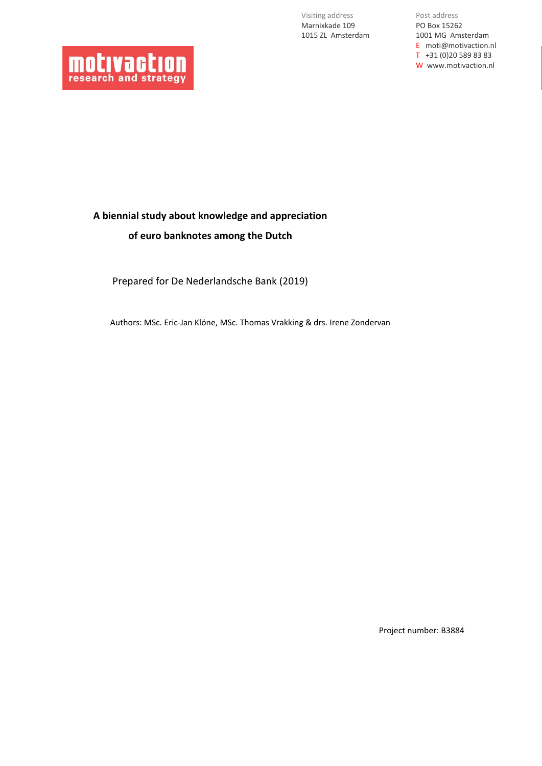motivaction
research and strategy

Visiting address
Marnixkade 109
1015 ZL Amsterdam

Post address
PO Box 15262
1001 MG Amsterdam
E moti@motivaction.nl
T +31 (0)20 589 83 83
W www.motivaction.nl

# A biennial study about knowledge and appreciation of euro banknotes among the Dutch

Prepared for De Nederlandsche Bank (2019)

Authors: MSc. Eric-Jan Klöne, MSc. Thomas Vrakking & drs. Irene Zondervan

Project number: B3884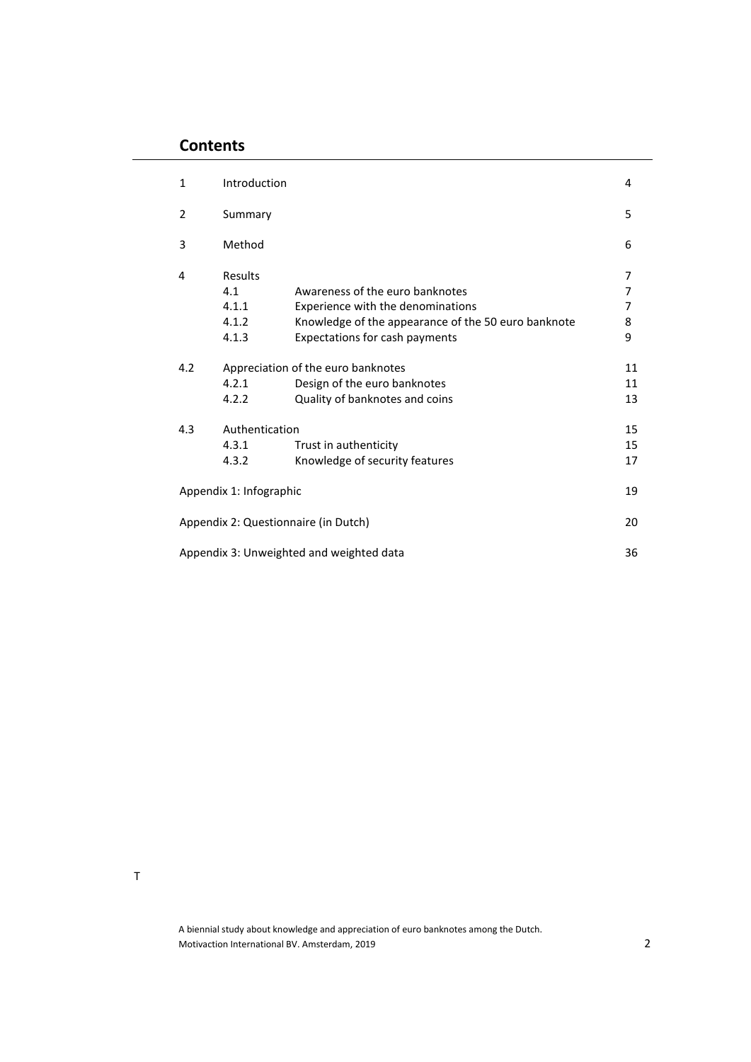# Contents

| | | | |
|---|---|---|---|
| 1 | Introduction | | 4 |
| 2 | Summary | | 5 |
| 3 | Method | | 6 |
| 4 | Results | | 7 |
| | 4.1 | Awareness of the euro banknotes | 7 |
| | 4.1.1 | Experience with the denominations | 7 |
| | 4.1.2 | Knowledge of the appearance of the 50 euro banknote | 8 |
| | 4.1.3 | Expectations for cash payments | 9 |
| 4.2 | Appreciation of the euro banknotes | | 11 |
| | 4.2.1 | Design of the euro banknotes | 11 |
| | 4.2.2 | Quality of banknotes and coins | 13 |
| 4.3 | Authentication | | 15 |
| | 4.3.1 | Trust in authenticity | 15 |
| | 4.3.2 | Knowledge of security features | 17 |
| Appendix 1: Infographic | | | 19 |
| Appendix 2: Questionnaire (in Dutch) | | | 20 |
| Appendix 3: Unweighted and weighted data | | | 36 |

T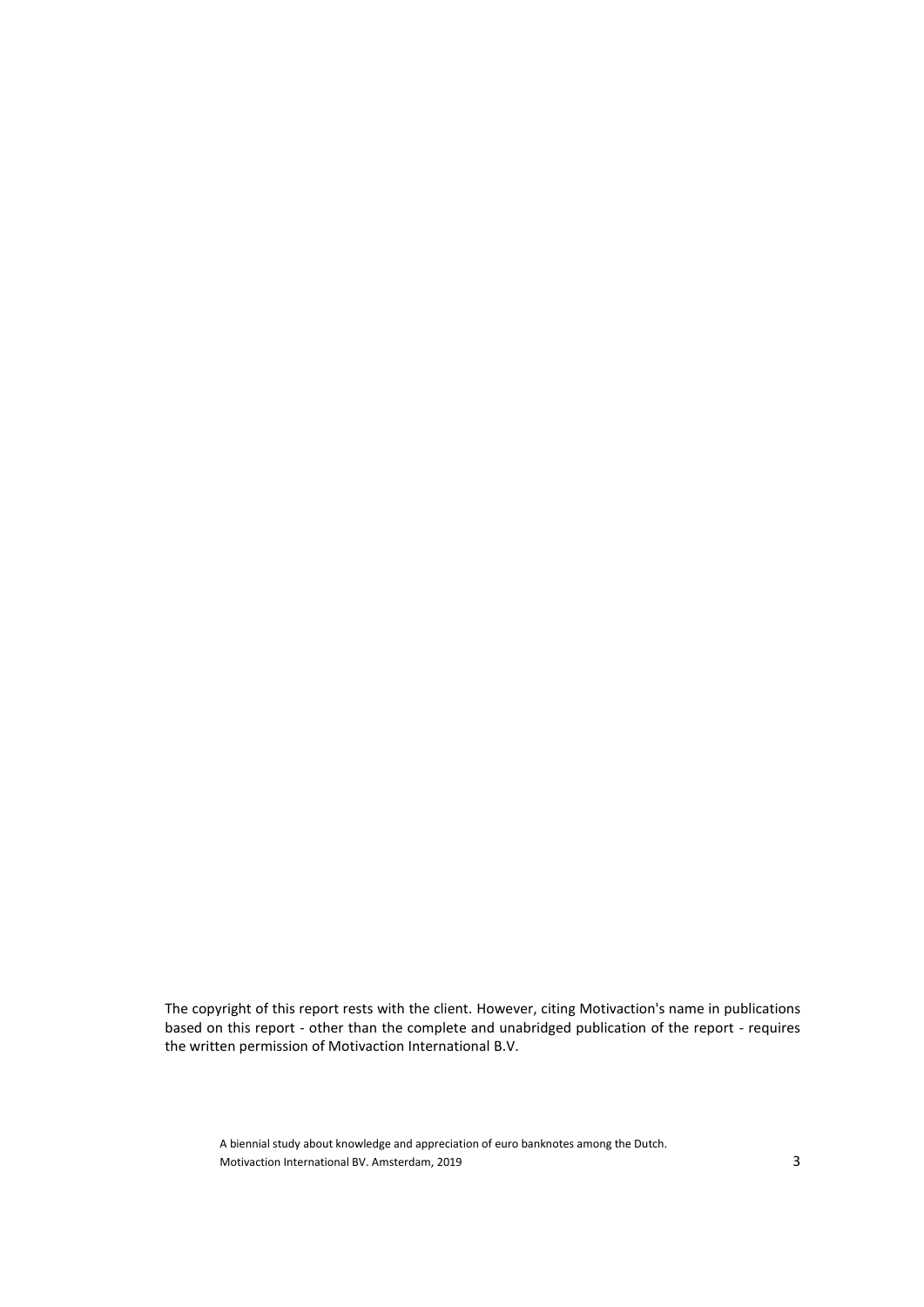The copyright of this report rests with the client. However, citing Motivaction's name in publications based on this report - other than the complete and unabridged publication of the report - requires the written permission of Motivaction International B.V.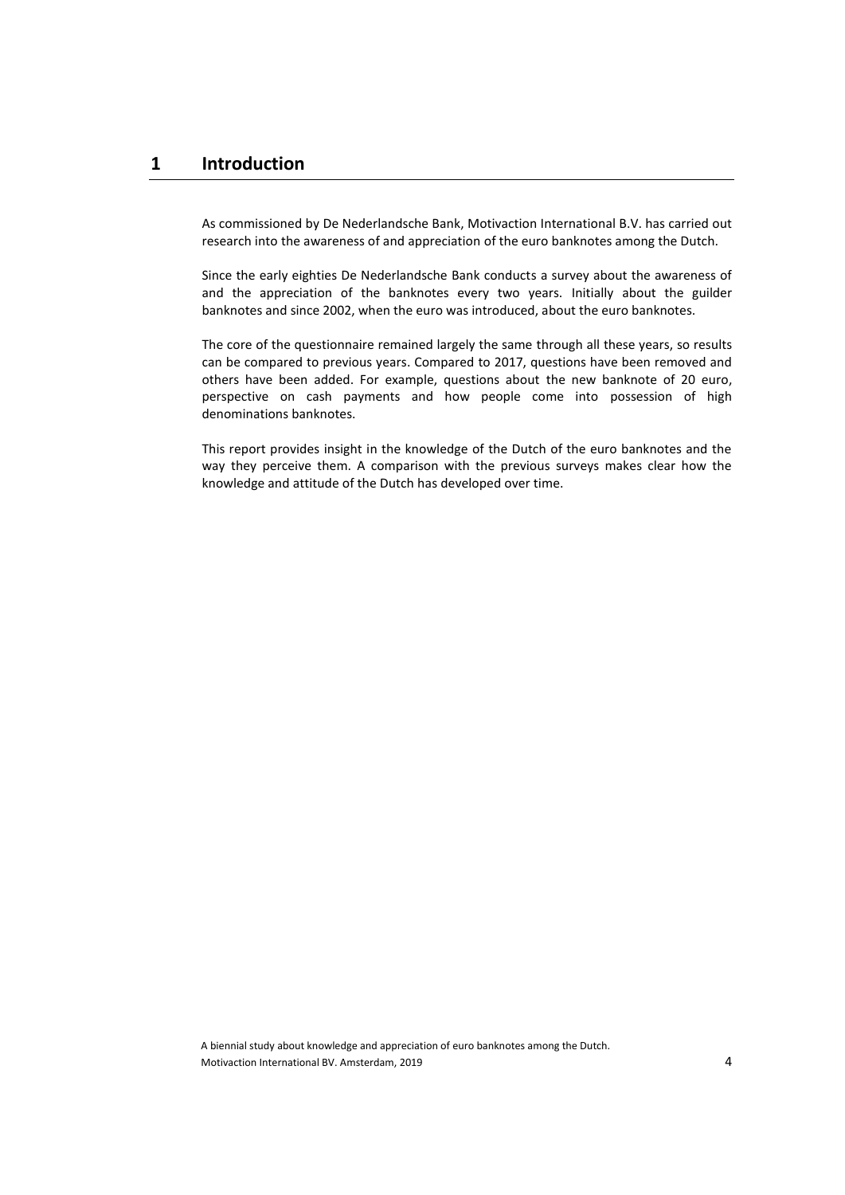# 1 Introduction

As commissioned by De Nederlandsche Bank, Motivaction International B.V. has carried out research into the awareness of and appreciation of the euro banknotes among the Dutch.

Since the early eighties De Nederlandsche Bank conducts a survey about the awareness of and the appreciation of the banknotes every two years. Initially about the guilder banknotes and since 2002, when the euro was introduced, about the euro banknotes.

The core of the questionnaire remained largely the same through all these years, so results can be compared to previous years. Compared to 2017, questions have been removed and others have been added. For example, questions about the new banknote of 20 euro, perspective on cash payments and how people come into possession of high denominations banknotes.

This report provides insight in the knowledge of the Dutch of the euro banknotes and the way they perceive them. A comparison with the previous surveys makes clear how the knowledge and attitude of the Dutch has developed over time.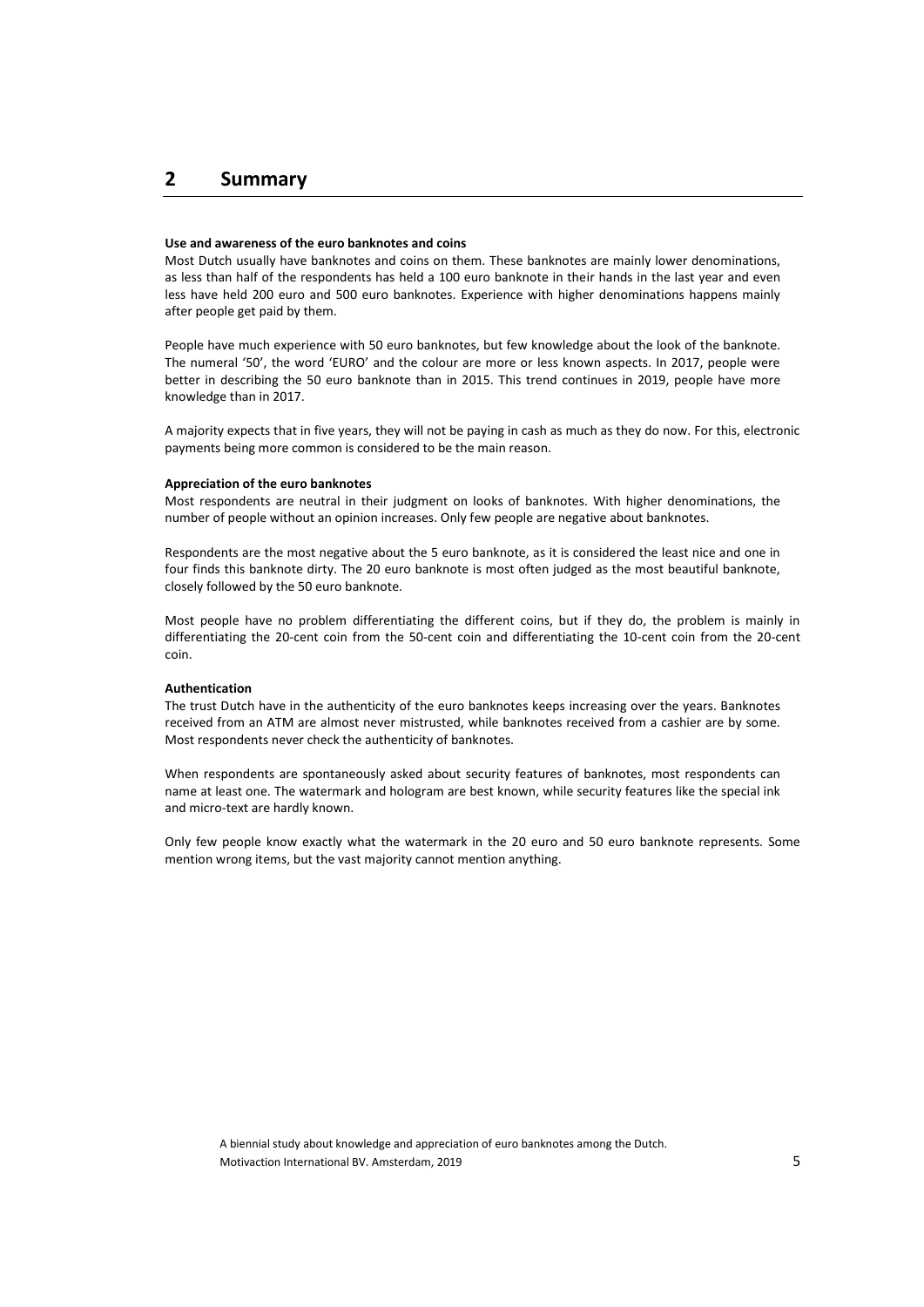# 2 Summary

**Use and awareness of the euro banknotes and coins**

Most Dutch usually have banknotes and coins on them. These banknotes are mainly lower denominations, as less than half of the respondents has held a 100 euro banknote in their hands in the last year and even less have held 200 euro and 500 euro banknotes. Experience with higher denominations happens mainly after people get paid by them.

People have much experience with 50 euro banknotes, but few knowledge about the look of the banknote. The numeral '50', the word 'EURO' and the colour are more or less known aspects. In 2017, people were better in describing the 50 euro banknote than in 2015. This trend continues in 2019, people have more knowledge than in 2017.

A majority expects that in five years, they will not be paying in cash as much as they do now. For this, electronic payments being more common is considered to be the main reason.

**Appreciation of the euro banknotes**

Most respondents are neutral in their judgment on looks of banknotes. With higher denominations, the number of people without an opinion increases. Only few people are negative about banknotes.

Respondents are the most negative about the 5 euro banknote, as it is considered the least nice and one in four finds this banknote dirty. The 20 euro banknote is most often judged as the most beautiful banknote, closely followed by the 50 euro banknote.

Most people have no problem differentiating the different coins, but if they do, the problem is mainly in differentiating the 20-cent coin from the 50-cent coin and differentiating the 10-cent coin from the 20-cent coin.

**Authentication**

The trust Dutch have in the authenticity of the euro banknotes keeps increasing over the years. Banknotes received from an ATM are almost never mistrusted, while banknotes received from a cashier are by some. Most respondents never check the authenticity of banknotes.

When respondents are spontaneously asked about security features of banknotes, most respondents can name at least one. The watermark and hologram are best known, while security features like the special ink and micro-text are hardly known.

Only few people know exactly what the watermark in the 20 euro and 50 euro banknote represents. Some mention wrong items, but the vast majority cannot mention anything.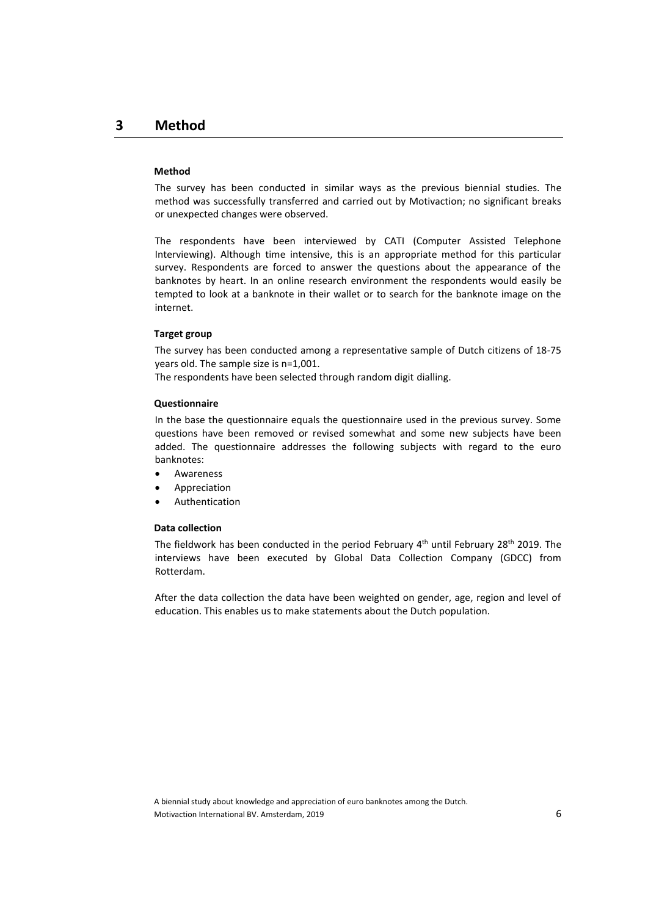# 3 Method

### Method

The survey has been conducted in similar ways as the previous biennial studies. The method was successfully transferred and carried out by Motivaction; no significant breaks or unexpected changes were observed.

The respondents have been interviewed by CATI (Computer Assisted Telephone Interviewing). Although time intensive, this is an appropriate method for this particular survey. Respondents are forced to answer the questions about the appearance of the banknotes by heart. In an online research environment the respondents would easily be tempted to look at a banknote in their wallet or to search for the banknote image on the internet.

### Target group

The survey has been conducted among a representative sample of Dutch citizens of 18-75 years old. The sample size is n=1,001.
The respondents have been selected through random digit dialling.

### Questionnaire

In the base the questionnaire equals the questionnaire used in the previous survey. Some questions have been removed or revised somewhat and some new subjects have been added. The questionnaire addresses the following subjects with regard to the euro banknotes:

- Awareness
- Appreciation
- Authentication

### Data collection

The fieldwork has been conducted in the period February 4th until February 28th 2019. The interviews have been executed by Global Data Collection Company (GDCC) from Rotterdam.

After the data collection the data have been weighted on gender, age, region and level of education. This enables us to make statements about the Dutch population.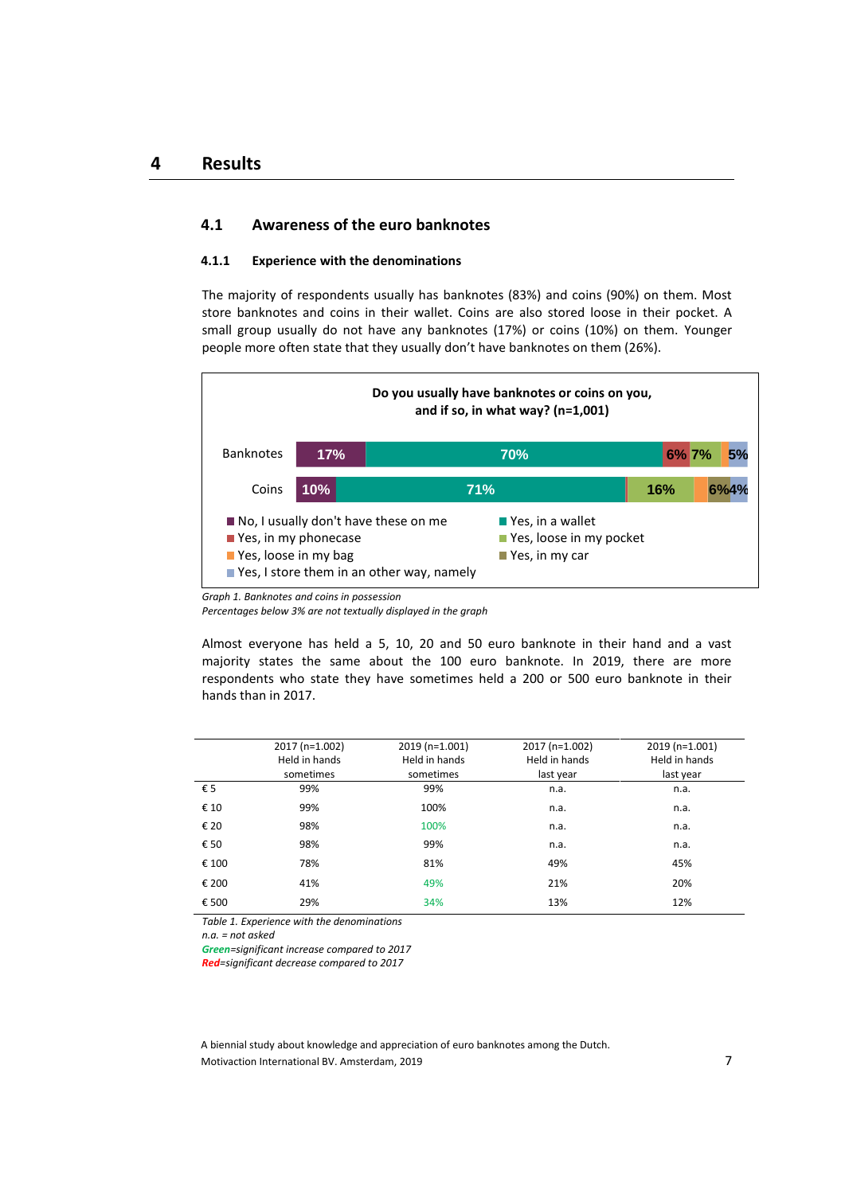# 4 Results

## 4.1 Awareness of the euro banknotes

### 4.1.1 Experience with the denominations

The majority of respondents usually has banknotes (83%) and coins (90%) on them. Most store banknotes and coins in their wallet. Coins are also stored loose in their pocket. A small group usually do not have any banknotes (17%) or coins (10%) on them. Younger people more often state that they usually don't have banknotes on them (26%).

**Do you usually have banknotes or coins on you, and if so, in what way? (n=1,001)**

| | No, I usually don't have these on me | Yes, in a wallet | Yes, in my phonecase | Yes, loose in my pocket | Yes, loose in my bag | Yes, in my car | Yes, I store them in an other way, namely |
|---|---|---|---|---|---|---|---|
| Banknotes | 17% | 70% | 6% | 7% | | | 5% |
| Coins | 10% | 71% | | 16% | | 6% | 4% |

*Graph 1. Banknotes and coins in possession*
*Percentages below 3% are not textually displayed in the graph*

Almost everyone has held a 5, 10, 20 and 50 euro banknote in their hand and a vast majority states the same about the 100 euro banknote. In 2019, there are more respondents who state they have sometimes held a 200 or 500 euro banknote in their hands than in 2017.

| | 2017 (n=1.002) Held in hands sometimes | 2019 (n=1.001) Held in hands sometimes | 2017 (n=1.002) Held in hands last year | 2019 (n=1.001) Held in hands last year |
|---|---|---|---|---|
| € 5 | 99% | 99% | n.a. | n.a. |
| € 10 | 99% | 100% | n.a. | n.a. |
| € 20 | 98% | 100% | n.a. | n.a. |
| € 50 | 98% | 99% | n.a. | n.a. |
| € 100 | 78% | 81% | 49% | 45% |
| € 200 | 41% | 49% | 21% | 20% |
| € 500 | 29% | 34% | 13% | 12% |

*Table 1. Experience with the denominations*
*n.a. = not asked*
***Green****=significant increase compared to 2017*
***Red****=significant decrease compared to 2017*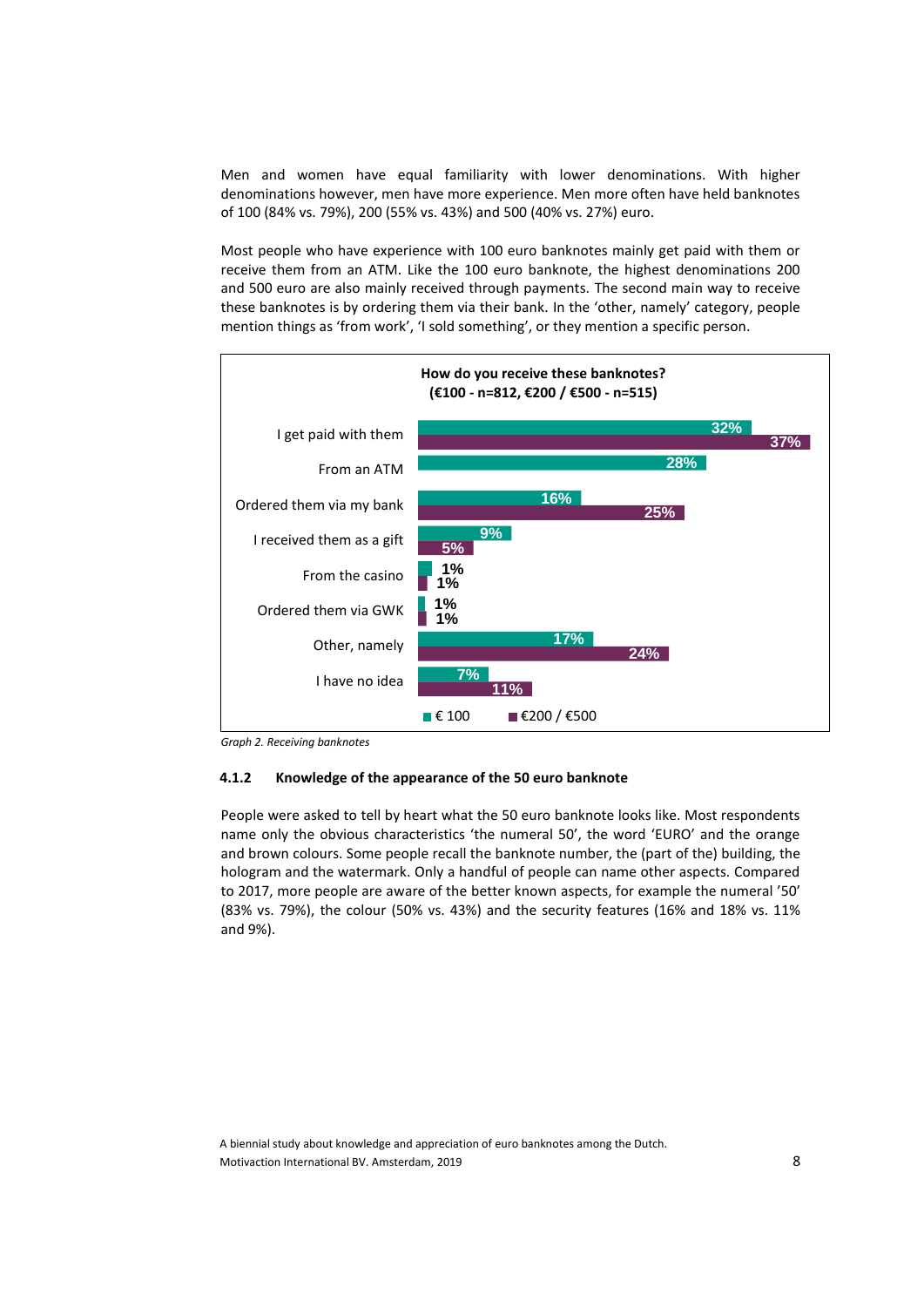Men and women have equal familiarity with lower denominations. With higher denominations however, men have more experience. Men more often have held banknotes of 100 (84% vs. 79%), 200 (55% vs. 43%) and 500 (40% vs. 27%) euro.

Most people who have experience with 100 euro banknotes mainly get paid with them or receive them from an ATM. Like the 100 euro banknote, the highest denominations 200 and 500 euro are also mainly received through payments. The second main way to receive these banknotes is by ordering them via their bank. In the 'other, namely' category, people mention things as 'from work', 'I sold something', or they mention a specific person.

**How do you receive these banknotes?**
**(€100 - n=812, €200 / €500 - n=515)**

| | € 100 | €200 / €500 |
|---|---|---|
| I get paid with them | 32% | 37% |
| From an ATM | 28% | |
| Ordered them via my bank | 16% | 25% |
| I received them as a gift | 9% | 5% |
| From the casino | 1% | 1% |
| Ordered them via GWK | 1% | 1% |
| Other, namely | 17% | 24% |
| I have no idea | 7% | 11% |

*Graph 2. Receiving banknotes*

### 4.1.2 Knowledge of the appearance of the 50 euro banknote

People were asked to tell by heart what the 50 euro banknote looks like. Most respondents name only the obvious characteristics 'the numeral 50', the word 'EURO' and the orange and brown colours. Some people recall the banknote number, the (part of the) building, the hologram and the watermark. Only a handful of people can name other aspects. Compared to 2017, more people are aware of the better known aspects, for example the numeral '50' (83% vs. 79%), the colour (50% vs. 43%) and the security features (16% and 18% vs. 11% and 9%).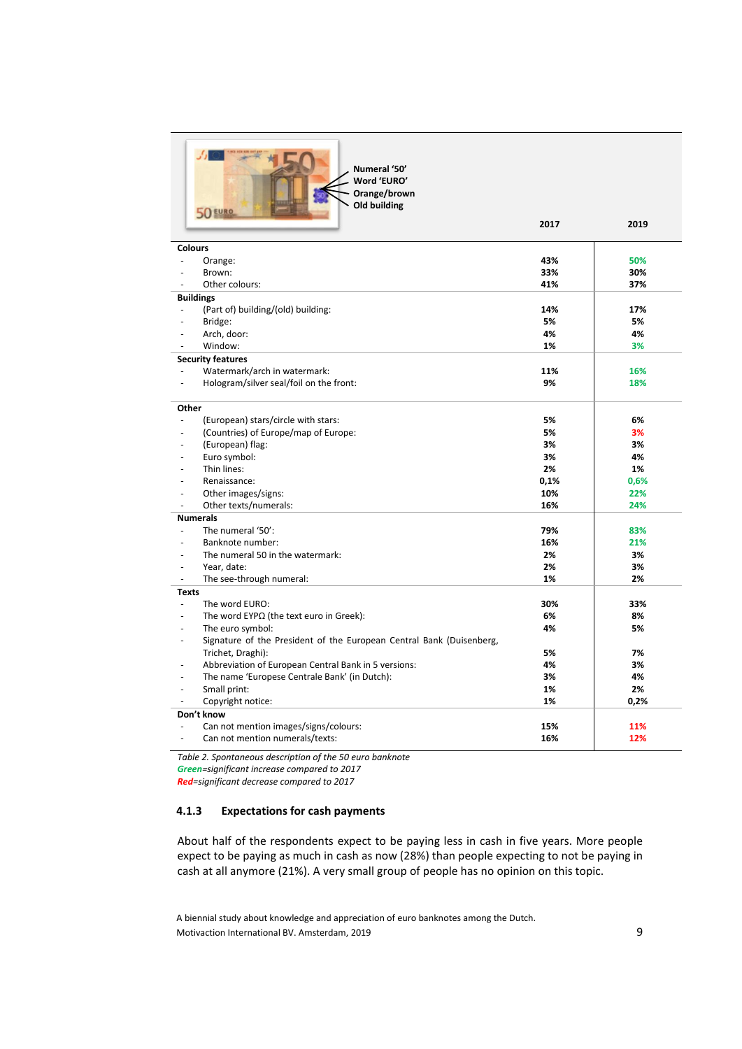| Numeral '50'<br>Word 'EURO'<br>Orange/brown<br>Old building | 2017 | 2019 |
|---|---|---|
| **Colours** | | |
| - Orange: | 43% | 50% |
| - Brown: | 33% | 30% |
| - Other colours: | 41% | 37% |
| **Buildings** | | |
| - (Part of) building/(old) building: | 14% | 17% |
| - Bridge: | 5% | 5% |
| - Arch, door: | 4% | 4% |
| - Window: | 1% | 3% |
| **Security features** | | |
| - Watermark/arch in watermark: | 11% | 16% |
| - Hologram/silver seal/foil on the front: | 9% | 18% |
| **Other** | | |
| - (European) stars/circle with stars: | 5% | 6% |
| - (Countries) of Europe/map of Europe: | 5% | 3% |
| - (European) flag: | 3% | 3% |
| - Euro symbol: | 3% | 4% |
| - Thin lines: | 2% | 1% |
| - Renaissance: | 0,1% | 0,6% |
| - Other images/signs: | 10% | 22% |
| - Other texts/numerals: | 16% | 24% |
| **Numerals** | | |
| - The numeral '50': | 79% | 83% |
| - Banknote number: | 16% | 21% |
| - The numeral 50 in the watermark: | 2% | 3% |
| - Year, date: | 2% | 3% |
| - The see-through numeral: | 1% | 2% |
| **Texts** | | |
| - The word EURO: | 30% | 33% |
| - The word EYPΩ (the text euro in Greek): | 6% | 8% |
| - The euro symbol: | 4% | 5% |
| - Signature of the President of the European Central Bank (Duisenberg, Trichet, Draghi): | 5% | 7% |
| - Abbreviation of European Central Bank in 5 versions: | 4% | 3% |
| - The name 'Europese Centrale Bank' (in Dutch): | 3% | 4% |
| - Small print: | 1% | 2% |
| - Copyright notice: | 1% | 0,2% |
| **Don't know** | | |
| - Can not mention images/signs/colours: | 15% | 11% |
| - Can not mention numerals/texts: | 16% | 12% |

*Table 2. Spontaneous description of the 50 euro banknote*
***Green****=significant increase compared to 2017*
***Red****=significant decrease compared to 2017*

### 4.1.3 Expectations for cash payments

About half of the respondents expect to be paying less in cash in five years. More people expect to be paying as much in cash as now (28%) than people expecting to not be paying in cash at all anymore (21%). A very small group of people has no opinion on this topic.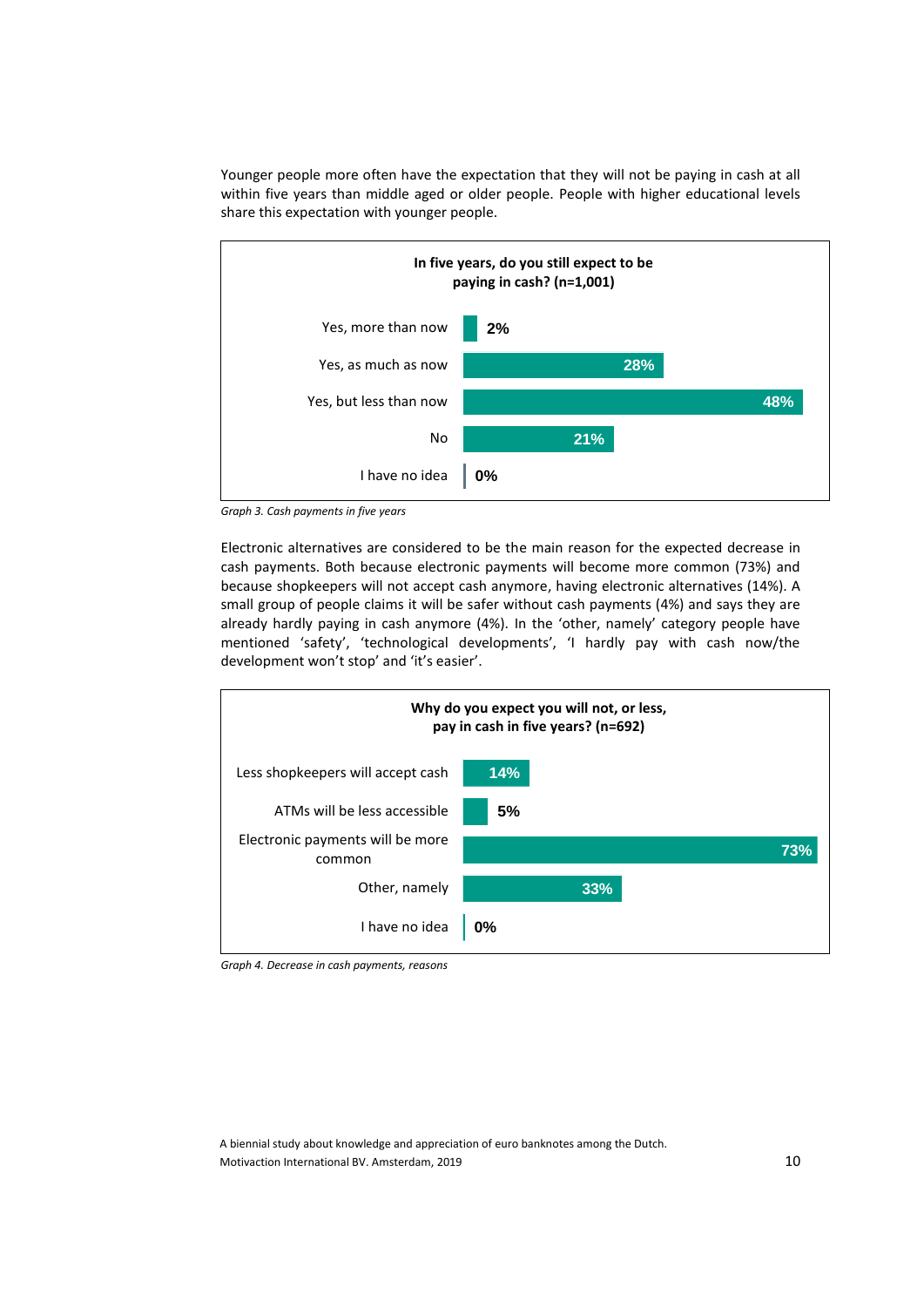Younger people more often have the expectation that they will not be paying in cash at all within five years than middle aged or older people. People with higher educational levels share this expectation with younger people.

**In five years, do you still expect to be paying in cash? (n=1,001)**

| Answer | % |
|---|---|
| Yes, more than now | 2% |
| Yes, as much as now | 28% |
| Yes, but less than now | 48% |
| No | 21% |
| I have no idea | 0% |

*Graph 3. Cash payments in five years*

Electronic alternatives are considered to be the main reason for the expected decrease in cash payments. Both because electronic payments will become more common (73%) and because shopkeepers will not accept cash anymore, having electronic alternatives (14%). A small group of people claims it will be safer without cash payments (4%) and says they are already hardly paying in cash anymore (4%). In the 'other, namely' category people have mentioned 'safety', 'technological developments', 'I hardly pay with cash now/the development won't stop' and 'it's easier'.

**Why do you expect you will not, or less, pay in cash in five years? (n=692)**

| Reason | % |
|---|---|
| Less shopkeepers will accept cash | 14% |
| ATMs will be less accessible | 5% |
| Electronic payments will be more common | 73% |
| Other, namely | 33% |
| I have no idea | 0% |

*Graph 4. Decrease in cash payments, reasons*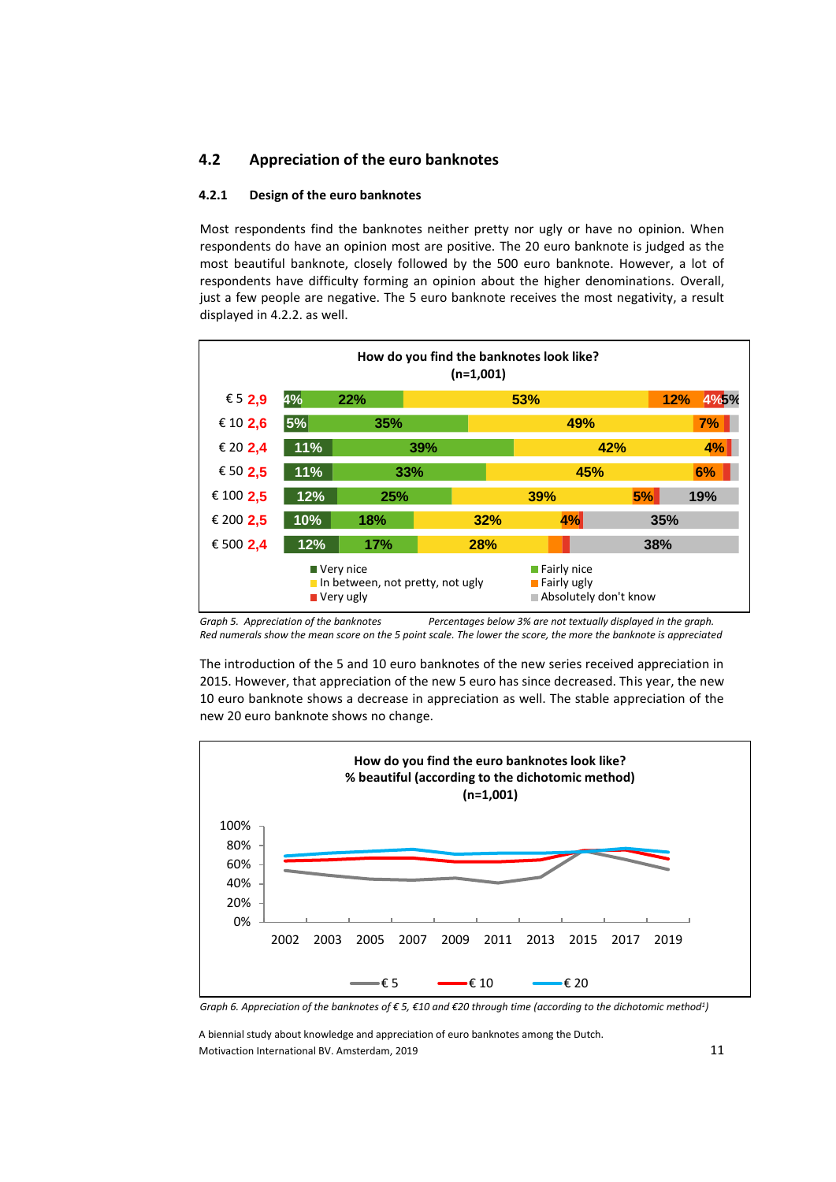## 4.2 Appreciation of the euro banknotes

### 4.2.1 Design of the euro banknotes

Most respondents find the banknotes neither pretty nor ugly or have no opinion. When respondents do have an opinion most are positive. The 20 euro banknote is judged as the most beautiful banknote, closely followed by the 500 euro banknote. However, a lot of respondents have difficulty forming an opinion about the higher denominations. Overall, just a few people are negative. The 5 euro banknote receives the most negativity, a result displayed in 4.2.2. as well.

**How do you find the banknotes look like?**
**(n=1,001)**

| Banknote | Mean score | Very nice | Fairly nice | In between, not pretty, not ugly | Fairly ugly | Very ugly | Absolutely don't know |
|---|---|---|---|---|---|---|---|
| € 5 | 2,9 | 4% | 22% | 53% | 12% | 4% | 5% |
| € 10 | 2,6 | 5% | 35% | 49% | 7% | | |
| € 20 | 2,4 | 11% | 39% | 42% | 4% | | |
| € 50 | 2,5 | 11% | 33% | 45% | 6% | | |
| € 100 | 2,5 | 12% | 25% | 39% | 5% | | 19% |
| € 200 | 2,5 | 10% | 18% | 32% | 4% | | 35% |
| € 500 | 2,4 | 12% | 17% | 28% | | | 38% |

*Graph 5. Appreciation of the banknotes* *Percentages below 3% are not textually displayed in the graph.*
*Red numerals show the mean score on the 5 point scale. The lower the score, the more the banknote is appreciated*

The introduction of the 5 and 10 euro banknotes of the new series received appreciation in 2015. However, that appreciation of the new 5 euro has since decreased. This year, the new 10 euro banknote shows a decrease in appreciation as well. The stable appreciation of the new 20 euro banknote shows no change.

**How do you find the euro banknotes look like?**
**% beautiful (according to the dichotomic method)**
**(n=1,001)**

*Graph 6. Appreciation of the banknotes of € 5, €10 and €20 through time (according to the dichotomic method[1])*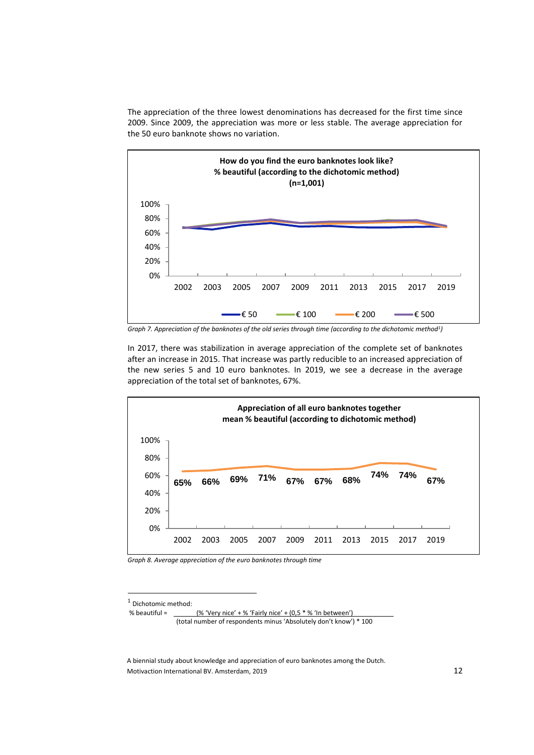The appreciation of the three lowest denominations has decreased for the first time since 2009. Since 2009, the appreciation was more or less stable. The average appreciation for the 50 euro banknote shows no variation.

**How do you find the euro banknotes look like?**
**% beautiful (according to the dichotomic method)**
**(n=1,001)**

*Graph 7. Appreciation of the banknotes of the old series through time (according to the dichotomic method[1])*

In 2017, there was stabilization in average appreciation of the complete set of banknotes after an increase in 2015. That increase was partly reducible to an increased appreciation of the new series 5 and 10 euro banknotes. In 2019, we see a decrease in the average appreciation of the total set of banknotes, 67%.

**Appreciation of all euro banknotes together**
**mean % beautiful (according to dichotomic method)**

| 2002 | 2003 | 2005 | 2007 | 2009 | 2011 | 2013 | 2015 | 2017 | 2019 |
|---|---|---|---|---|---|---|---|---|---|
| 65% | 66% | 69% | 71% | 67% | 67% | 68% | 74% | 74% | 67% |

*Graph 8. Average appreciation of the euro banknotes through time*

[1] Dichotomic method:

$$\% \text{ beautiful} = \frac{(\% \text{ 'Very nice'} + \% \text{ 'Fairly nice'} + (0{,}5 * \% \text{ 'In between'})}{(\text{total number of respondents minus 'Absolutely don't know'}) * 100}$$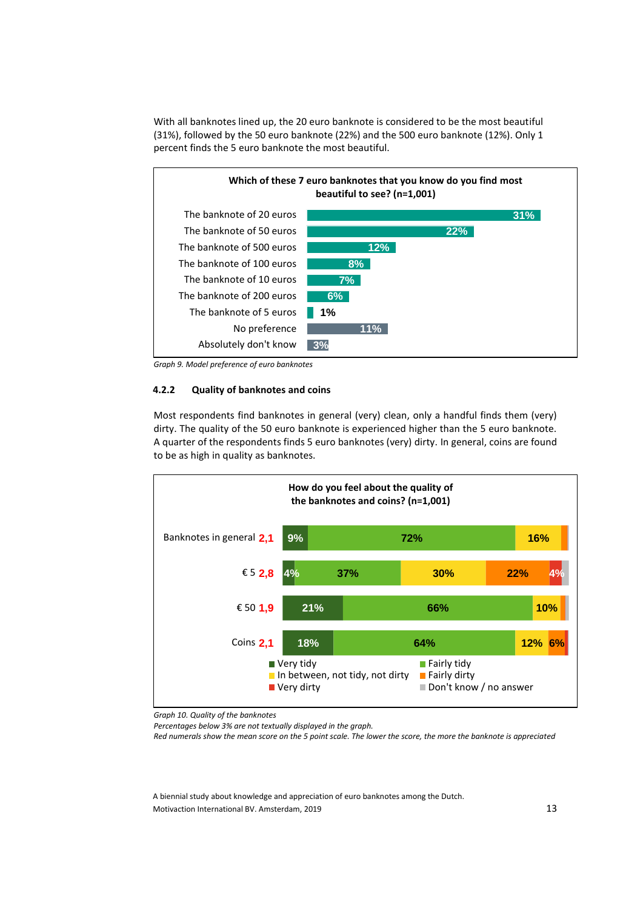With all banknotes lined up, the 20 euro banknote is considered to be the most beautiful (31%), followed by the 50 euro banknote (22%) and the 500 euro banknote (12%). Only 1 percent finds the 5 euro banknote the most beautiful.

**Which of these 7 euro banknotes that you know do you find most beautiful to see? (n=1,001)**

| | % |
|---|---|
| The banknote of 20 euros | 31% |
| The banknote of 50 euros | 22% |
| The banknote of 500 euros | 12% |
| The banknote of 100 euros | 8% |
| The banknote of 10 euros | 7% |
| The banknote of 200 euros | 6% |
| The banknote of 5 euros | 1% |
| No preference | 11% |
| Absolutely don't know | 3% |

*Graph 9. Model preference of euro banknotes*

### 4.2.2 Quality of banknotes and coins

Most respondents find banknotes in general (very) clean, only a handful finds them (very) dirty. The quality of the 50 euro banknote is experienced higher than the 5 euro banknote. A quarter of the respondents finds 5 euro banknotes (very) dirty. In general, coins are found to be as high in quality as banknotes.

**How do you feel about the quality of the banknotes and coins? (n=1,001)**

| | Mean score | Very tidy | Fairly tidy | In between, not tidy, not dirty | Fairly dirty | Very dirty | Don't know / no answer |
|---|---|---|---|---|---|---|---|
| Banknotes in general | 2,1 | 9% | 72% | 16% | | | |
| € 5 | 2,8 | 4% | 37% | 30% | 22% | 4% | |
| € 50 | 1,9 | 21% | 66% | 10% | | | |
| Coins | 2,1 | 18% | 64% | 12% | 6% | | |

*Graph 10. Quality of the banknotes*
*Percentages below 3% are not textually displayed in the graph.*
*Red numerals show the mean score on the 5 point scale. The lower the score, the more the banknote is appreciated*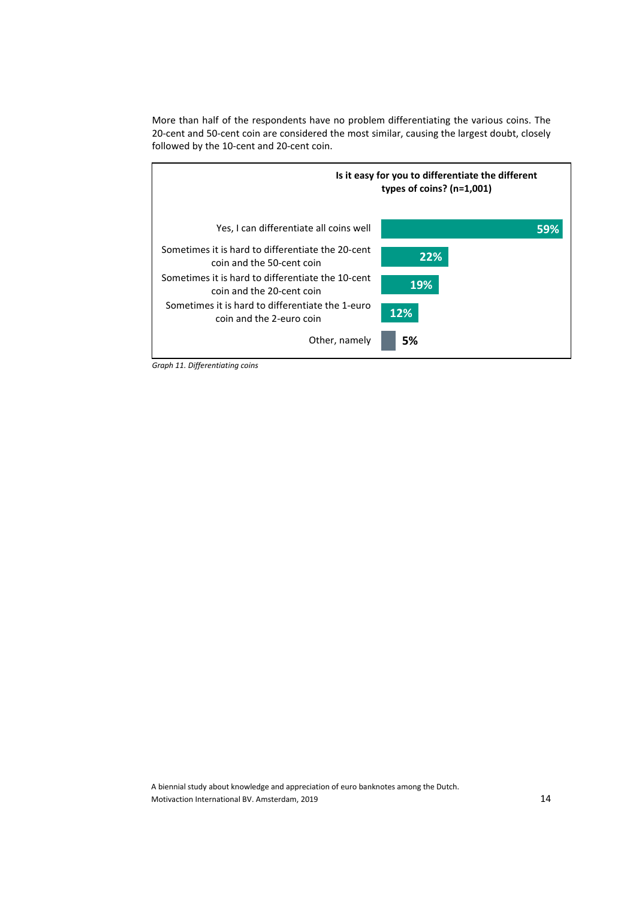More than half of the respondents have no problem differentiating the various coins. The 20-cent and 50-cent coin are considered the most similar, causing the largest doubt, closely followed by the 10-cent and 20-cent coin.

**Is it easy for you to differentiate the different types of coins? (n=1,001)**

| Answer | % |
|---|---|
| Yes, I can differentiate all coins well | 59% |
| Sometimes it is hard to differentiate the 20-cent coin and the 50-cent coin | 22% |
| Sometimes it is hard to differentiate the 10-cent coin and the 20-cent coin | 19% |
| Sometimes it is hard to differentiate the 1-euro coin and the 2-euro coin | 12% |
| Other, namely | 5% |

*Graph 11. Differentiating coins*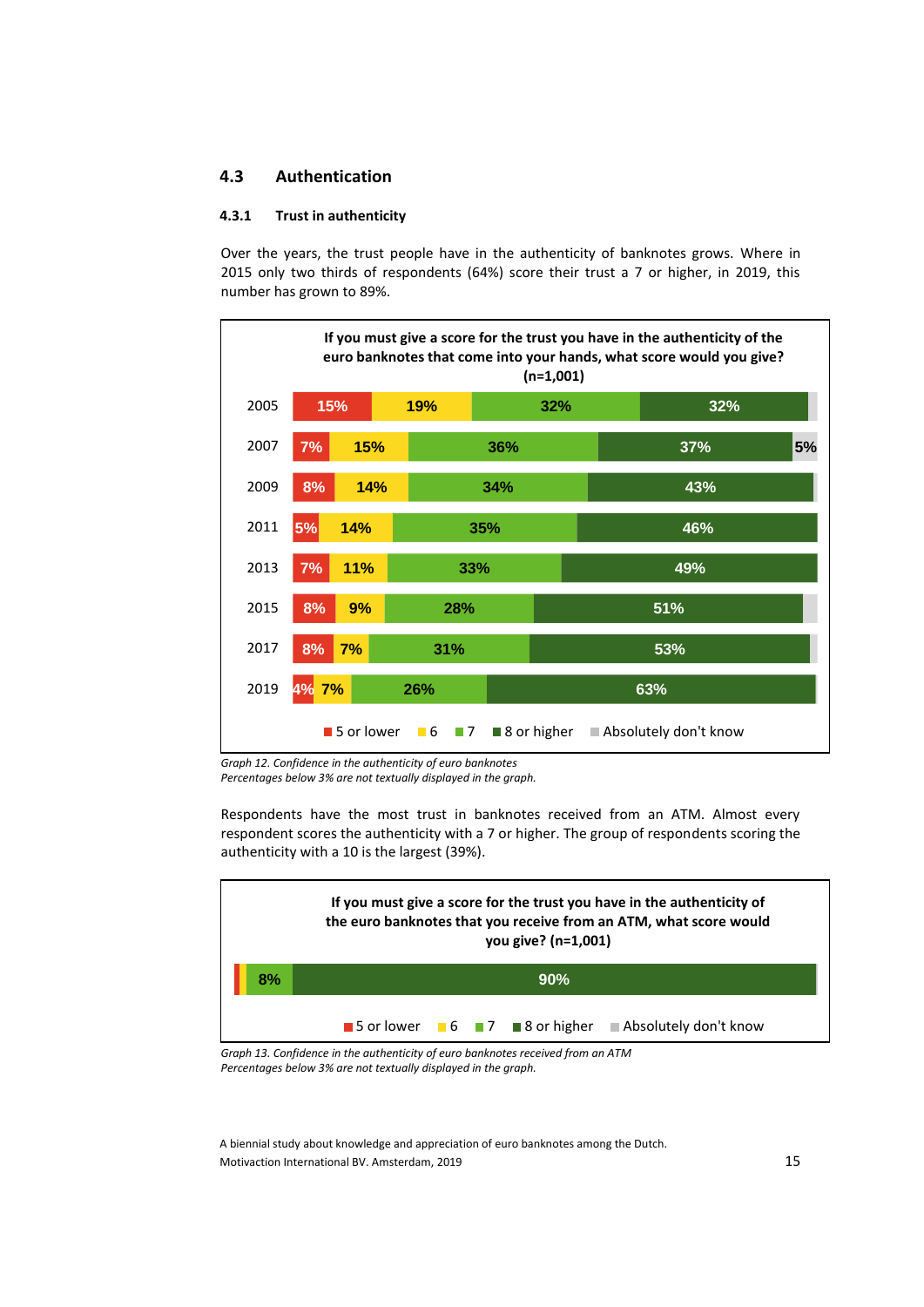## 4.3 Authentication

### 4.3.1 Trust in authenticity

Over the years, the trust people have in the authenticity of banknotes grows. Where in 2015 only two thirds of respondents (64%) score their trust a 7 or higher, in 2019, this number has grown to 89%.

**If you must give a score for the trust you have in the authenticity of the euro banknotes that come into your hands, what score would you give? (n=1,001)**

| Year | 5 or lower | 6 | 7 | 8 or higher | Absolutely don't know |
|---|---|---|---|---|---|
| 2005 | 15% | 19% | 32% | 32% | |
| 2007 | 7% | 15% | 36% | 37% | 5% |
| 2009 | 8% | 14% | 34% | 43% | |
| 2011 | 5% | 14% | 35% | 46% | |
| 2013 | 7% | 11% | 33% | 49% | |
| 2015 | 8% | 9% | 28% | 51% | |
| 2017 | 8% | 7% | 31% | 53% | |
| 2019 | 4% | 7% | 26% | 63% | |

*Graph 12. Confidence in the authenticity of euro banknotes*
*Percentages below 3% are not textually displayed in the graph.*

Respondents have the most trust in banknotes received from an ATM. Almost every respondent scores the authenticity with a 7 or higher. The group of respondents scoring the authenticity with a 10 is the largest (39%).

**If you must give a score for the trust you have in the authenticity of the euro banknotes that you receive from an ATM, what score would you give? (n=1,001)**

| 5 or lower | 6 | 7 | 8 or higher | Absolutely don't know |
|---|---|---|---|---|
| | | 8% | 90% | |

*Graph 13. Confidence in the authenticity of euro banknotes received from an ATM*
*Percentages below 3% are not textually displayed in the graph.*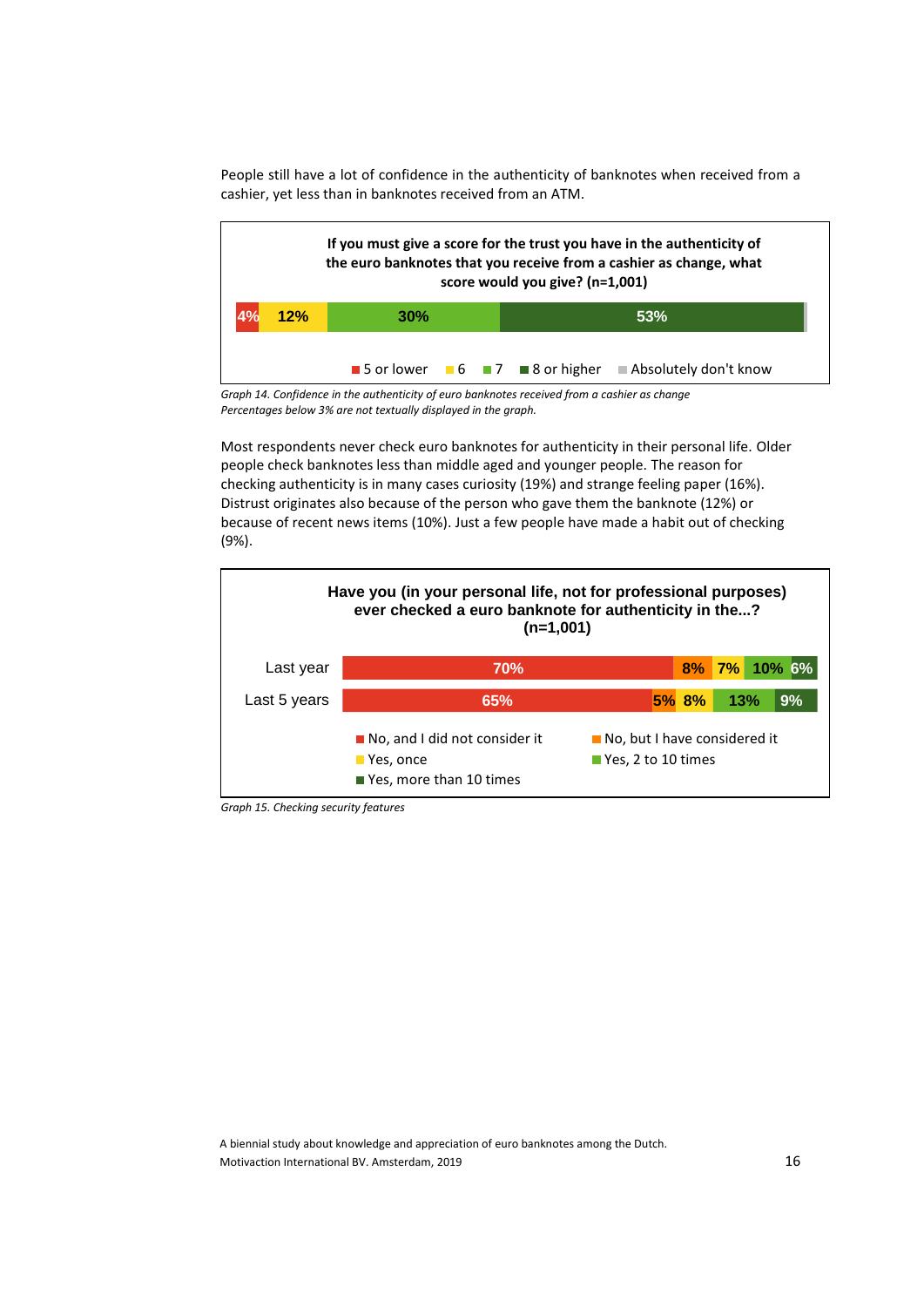People still have a lot of confidence in the authenticity of banknotes when received from a cashier, yet less than in banknotes received from an ATM.

**If you must give a score for the trust you have in the authenticity of the euro banknotes that you receive from a cashier as change, what score would you give? (n=1,001)**

| 5 or lower | 6 | 7 | 8 or higher | Absolutely don't know |
|---|---|---|---|---|
| 4% | 12% | 30% | 53% | |

*Graph 14. Confidence in the authenticity of euro banknotes received from a cashier as change*
*Percentages below 3% are not textually displayed in the graph.*

Most respondents never check euro banknotes for authenticity in their personal life. Older people check banknotes less than middle aged and younger people. The reason for checking authenticity is in many cases curiosity (19%) and strange feeling paper (16%). Distrust originates also because of the person who gave them the banknote (12%) or because of recent news items (10%). Just a few people have made a habit out of checking (9%).

**Have you (in your personal life, not for professional purposes) ever checked a euro banknote for authenticity in the...? (n=1,001)**

| | No, and I did not consider it | No, but I have considered it | Yes, once | Yes, 2 to 10 times | Yes, more than 10 times |
|---|---|---|---|---|---|
| Last year | 70% | 8% | 7% | 10% | 6% |
| Last 5 years | 65% | 5% | 8% | 13% | 9% |

*Graph 15. Checking security features*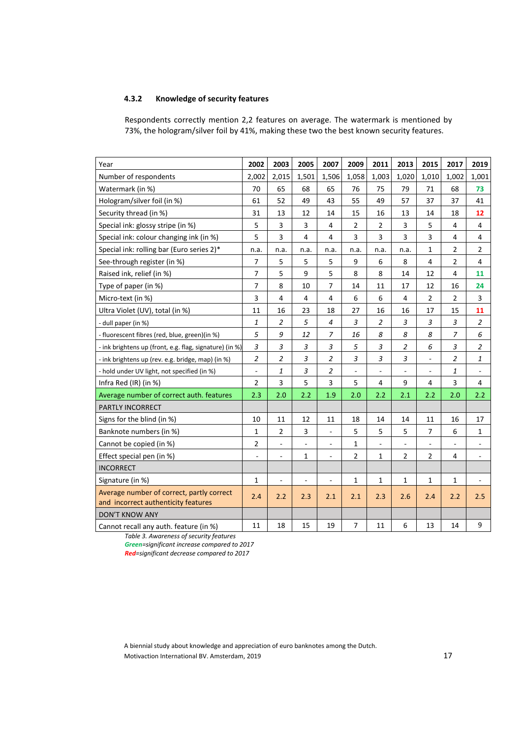### 4.3.2 Knowledge of security features

Respondents correctly mention 2,2 features on average. The watermark is mentioned by 73%, the hologram/silver foil by 41%, making these two the best known security features.

| Year | 2002 | 2003 | 2005 | 2007 | 2009 | 2011 | 2013 | 2015 | 2017 | 2019 |
|---|---|---|---|---|---|---|---|---|---|---|
| Number of respondents | 2,002 | 2,015 | 1,501 | 1,506 | 1,058 | 1,003 | 1,020 | 1,010 | 1,002 | 1,001 |
| Watermark (in %) | 70 | 65 | 68 | 65 | 76 | 75 | 79 | 71 | 68 | **73** |
| Hologram/silver foil (in %) | 61 | 52 | 49 | 43 | 55 | 49 | 57 | 37 | 37 | 41 |
| Security thread (in %) | 31 | 13 | 12 | 14 | 15 | 16 | 13 | 14 | 18 | **12** |
| Special ink: glossy stripe (in %) | 5 | 3 | 3 | 4 | 2 | 2 | 3 | 5 | 4 | 4 |
| Special ink: colour changing ink (in %) | 5 | 3 | 4 | 4 | 3 | 3 | 3 | 3 | 4 | 4 |
| Special ink: rolling bar (Euro series 2)* | n.a. | n.a. | n.a. | n.a. | n.a. | n.a. | n.a. | 1 | 2 | 2 |
| See-through register (in %) | 7 | 5 | 5 | 5 | 9 | 6 | 8 | 4 | 2 | 4 |
| Raised ink, relief (in %) | 7 | 5 | 9 | 5 | 8 | 8 | 14 | 12 | 4 | **11** |
| Type of paper (in %) | 7 | 8 | 10 | 7 | 14 | 11 | 17 | 12 | 16 | **24** |
| Micro-text (in %) | 3 | 4 | 4 | 4 | 6 | 6 | 4 | 2 | 2 | 3 |
| Ultra Violet (UV), total (in %) | 11 | 16 | 23 | 18 | 27 | 16 | 16 | 17 | 15 | **11** |
| - dull paper (in %) | *1* | *2* | *5* | *4* | *3* | *2* | *3* | *3* | *3* | *2* |
| - fluorescent fibres (red, blue, green)(in %) | *5* | *9* | *12* | *7* | *16* | *8* | *8* | *8* | *7* | *6* |
| - ink brightens up (front, e.g. flag, signature) (in %) | *3* | *3* | *3* | *3* | *5* | *3* | *2* | *6* | *3* | *2* |
| - ink brightens up (rev. e.g. bridge, map) (in %) | *2* | *2* | *3* | *2* | *3* | *3* | *3* | - | *2* | *1* |
| - hold under UV light, not specified (in %) | - | *1* | *3* | *2* | - | - | - | - | *1* | - |
| Infra Red (IR) (in %) | 2 | 3 | 5 | 3 | 5 | 4 | 9 | 4 | 3 | 4 |
| Average number of correct auth. features | 2.3 | 2.0 | 2.2 | 1.9 | 2.0 | 2.2 | 2.1 | 2.2 | 2.0 | 2.2 |
| PARTLY INCORRECT | | | | | | | | | | |
| Signs for the blind (in %) | 10 | 11 | 12 | 11 | 18 | 14 | 14 | 11 | 16 | 17 |
| Banknote numbers (in %) | 1 | 2 | 3 | - | 5 | 5 | 5 | 7 | 6 | 1 |
| Cannot be copied (in %) | 2 | - | - | - | 1 | - | - | - | - | - |
| Effect special pen (in %) | - | - | 1 | - | 2 | 1 | 2 | 2 | 4 | - |
| INCORRECT | | | | | | | | | | |
| Signature (in %) | 1 | - | - | - | 1 | 1 | 1 | 1 | 1 | - |
| Average number of correct, partly correct and incorrect authenticity features | 2.4 | 2.2 | 2.3 | 2.1 | 2.1 | 2.3 | 2.6 | 2.4 | 2.2 | 2.5 |
| DON'T KNOW ANY | | | | | | | | | | |
| Cannot recall any auth. feature (in %) | 11 | 18 | 15 | 19 | 7 | 11 | 6 | 13 | 14 | 9 |

*Table 3. Awareness of security features*

***Green****=significant increase compared to 2017*

***Red****=significant decrease compared to 2017*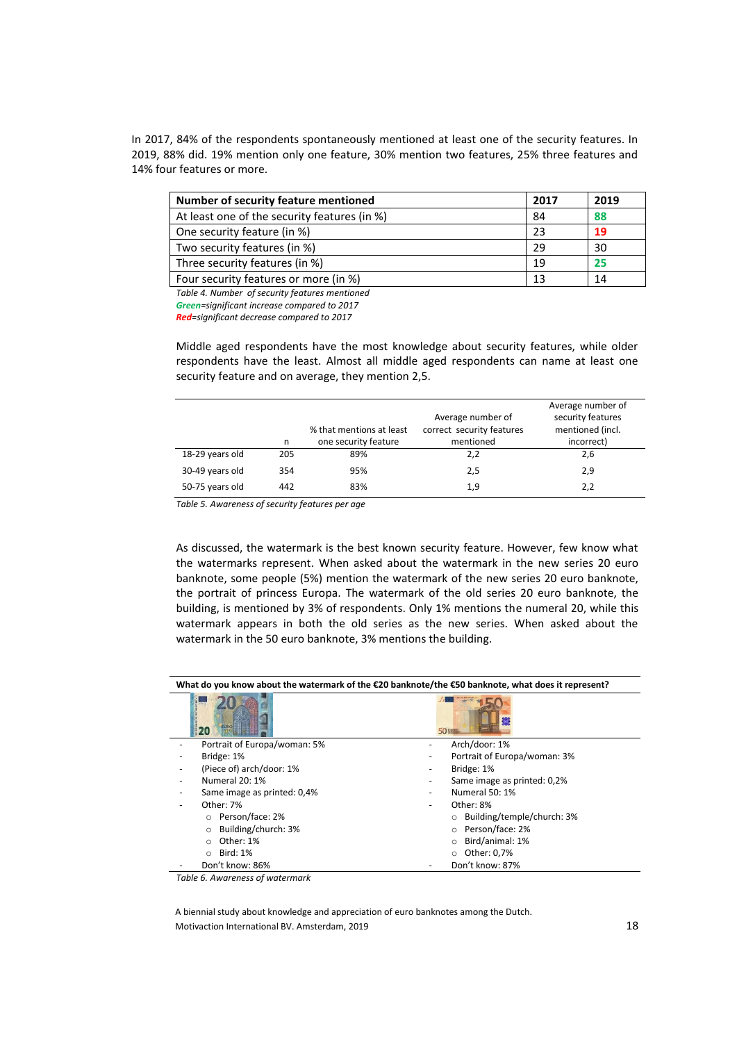In 2017, 84% of the respondents spontaneously mentioned at least one of the security features. In 2019, 88% did. 19% mention only one feature, 30% mention two features, 25% three features and 14% four features or more.

| Number of security feature mentioned | 2017 | 2019 |
|---|---|---|
| At least one of the security features (in %) | 84 | 88 |
| One security feature (in %) | 23 | 19 |
| Two security features (in %) | 29 | 30 |
| Three security features (in %) | 19 | 25 |
| Four security features or more (in %) | 13 | 14 |

*Table 4. Number of security features mentioned*
***Green***=*significant increase compared to 2017*
***Red***=*significant decrease compared to 2017*

Middle aged respondents have the most knowledge about security features, while older respondents have the least. Almost all middle aged respondents can name at least one security feature and on average, they mention 2,5.

| | n | % that mentions at least one security feature | Average number of correct security features mentioned | Average number of security features mentioned (incl. incorrect) |
|---|---|---|---|---|
| 18-29 years old | 205 | 89% | 2,2 | 2,6 |
| 30-49 years old | 354 | 95% | 2,5 | 2,9 |
| 50-75 years old | 442 | 83% | 1,9 | 2,2 |

*Table 5. Awareness of security features per age*

As discussed, the watermark is the best known security feature. However, few know what the watermarks represent. When asked about the watermark in the new series 20 euro banknote, some people (5%) mention the watermark of the new series 20 euro banknote, the portrait of princess Europa. The watermark of the old series 20 euro banknote, the building, is mentioned by 3% of respondents. Only 1% mentions the numeral 20, while this watermark appears in both the old series as the new series. When asked about the watermark in the 50 euro banknote, 3% mentions the building.

**What do you know about the watermark of the €20 banknote/the €50 banknote, what does it represent?**

| €20 | €50 |
|---|---|
| - Portrait of Europa/woman: 5% | - Arch/door: 1% |
| - Bridge: 1% | - Portrait of Europa/woman: 3% |
| - (Piece of) arch/door: 1% | - Bridge: 1% |
| - Numeral 20: 1% | - Same image as printed: 0,2% |
| - Same image as printed: 0,4% | - Numeral 50: 1% |
| - Other: 7% | - Other: 8% |
| ○ Person/face: 2% | ○ Building/temple/church: 3% |
| ○ Building/church: 3% | ○ Person/face: 2% |
| ○ Other: 1% | ○ Bird/animal: 1% |
| ○ Bird: 1% | ○ Other: 0,7% |
| - Don't know: 86% | - Don't know: 87% |

*Table 6. Awareness of watermark*

A biennial study about knowledge and appreciation of euro banknotes among the Dutch.
Motivaction International BV. Amsterdam, 2019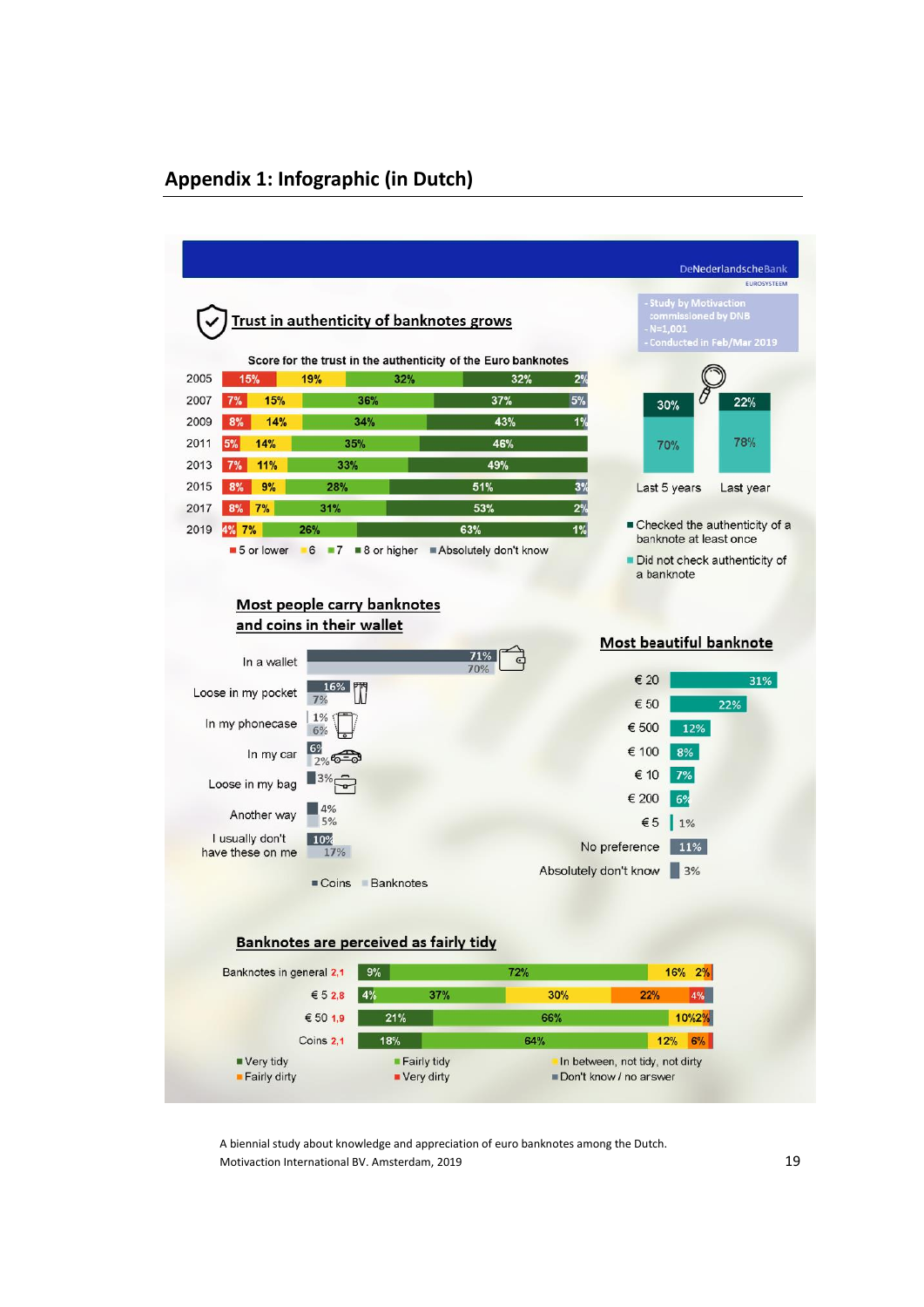## Appendix 1: Infographic (in Dutch)

DeNederlandscheBank
EUROSYSTEEM

- Study by Motivaction commissioned by DNB
- N=1,001
- Conducted in Feb/Mar 2019

### Trust in authenticity of banknotes grows

Score for the trust in the authenticity of the Euro banknotes

| Year | 5 or lower | 6 | 7 | 8 or higher | Absolutely don't know |
|---|---|---|---|---|---|
| 2005 | 15% | 19% | 32% | 32% | 2% |
| 2007 | 7% | 15% | 36% | 37% | 5% |
| 2009 | 8% | 14% | 34% | 43% | 1% |
| 2011 | 5% | 14% | 35% | 46% | |
| 2013 | 7% | 11% | 33% | 49% | |
| 2015 | 8% | 9% | 28% | 51% | 3% |
| 2017 | 8% | 7% | 31% | 53% | 2% |
| 2019 | 4% | 7% | 26% | 63% | 1% |

| | Last 5 years | Last year |
|---|---|---|
| Checked the authenticity of a banknote at least once | 30% | 22% |
| Did not check authenticity of a banknote | 70% | 78% |

### Most people carry banknotes and coins in their wallet

| | Coins | Banknotes |
|---|---|---|
| In a wallet | 71% | 70% |
| Loose in my pocket | 16% | 7% |
| In my phonecase | 1% | 6% |
| In my car | 6% | 2% |
| Loose in my bag | 3% | |
| Another way | 4% | 5% |
| I usually don't have these on me | 10% | 17% |

### Most beautiful banknote

| | |
|---|---|
| € 20 | 31% |
| € 50 | 22% |
| € 500 | 12% |
| € 100 | 8% |
| € 10 | 7% |
| € 200 | 6% |
| € 5 | 1% |
| No preference | 11% |
| Absolutely don't know | 3% |

### Banknotes are perceived as fairly tidy

| | Very tidy | Fairly tidy | In between, not tidy, not dirty | Fairly dirty | Very dirty | Don't know / no answer |
|---|---|---|---|---|---|---|
| Banknotes in general 2,1 | 9% | 72% | 16% | 2% | | |
| € 5 2,8 | 4% | 37% | 30% | 22% | 4% | |
| € 50 1,9 | 21% | 66% | 10% | 2% | | |
| Coins 2,1 | 18% | 64% | 12% | 6% | | |

A biennial study about knowledge and appreciation of euro banknotes among the Dutch.
Motivaction International BV. Amsterdam, 2019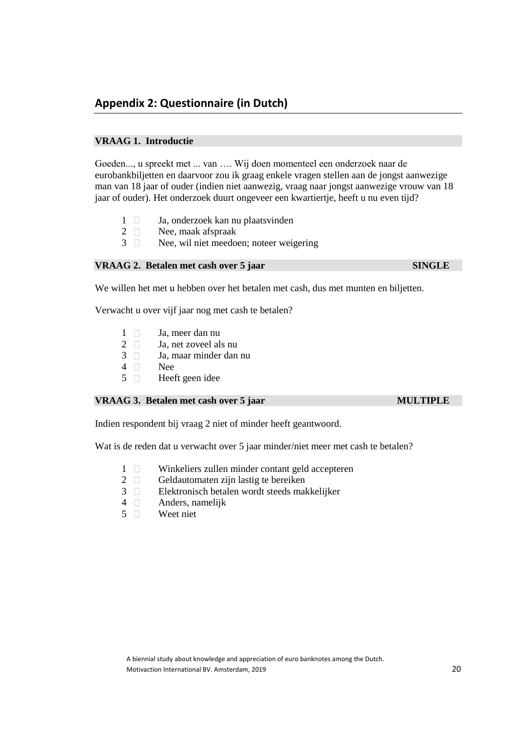## Appendix 2: Questionnaire (in Dutch)

**VRAAG 1. Introductie**

Goeden..., u spreekt met ... van …. Wij doen momenteel een onderzoek naar de eurobankbiljetten en daarvoor zou ik graag enkele vragen stellen aan de jongst aanwezige man van 18 jaar of ouder (indien niet aanwezig, vraag naar jongst aanwezige vrouw van 18 jaar of ouder). Het onderzoek duurt ongeveer een kwartiertje, heeft u nu even tijd?

1 ☐ Ja, onderzoek kan nu plaatsvinden
2 ☐ Nee, maak afspraak
3 ☐ Nee, wil niet meedoen; noteer weigering

**VRAAG 2. Betalen met cash over 5 jaar** **SINGLE**

We willen het met u hebben over het betalen met cash, dus met munten en biljetten.

Verwacht u over vijf jaar nog met cash te betalen?

1 ☐ Ja, meer dan nu
2 ☐ Ja, net zoveel als nu
3 ☐ Ja, maar minder dan nu
4 ☐ Nee
5 ☐ Heeft geen idee

**VRAAG 3. Betalen met cash over 5 jaar** **MULTIPLE**

Indien respondent bij vraag 2 niet of minder heeft geantwoord.

Wat is de reden dat u verwacht over 5 jaar minder/niet meer met cash te betalen?

1 ☐ Winkeliers zullen minder contant geld accepteren
2 ☐ Geldautomaten zijn lastig te bereiken
3 ☐ Elektronisch betalen wordt steeds makkelijker
4 ☐ Anders, namelijk
5 ☐ Weet niet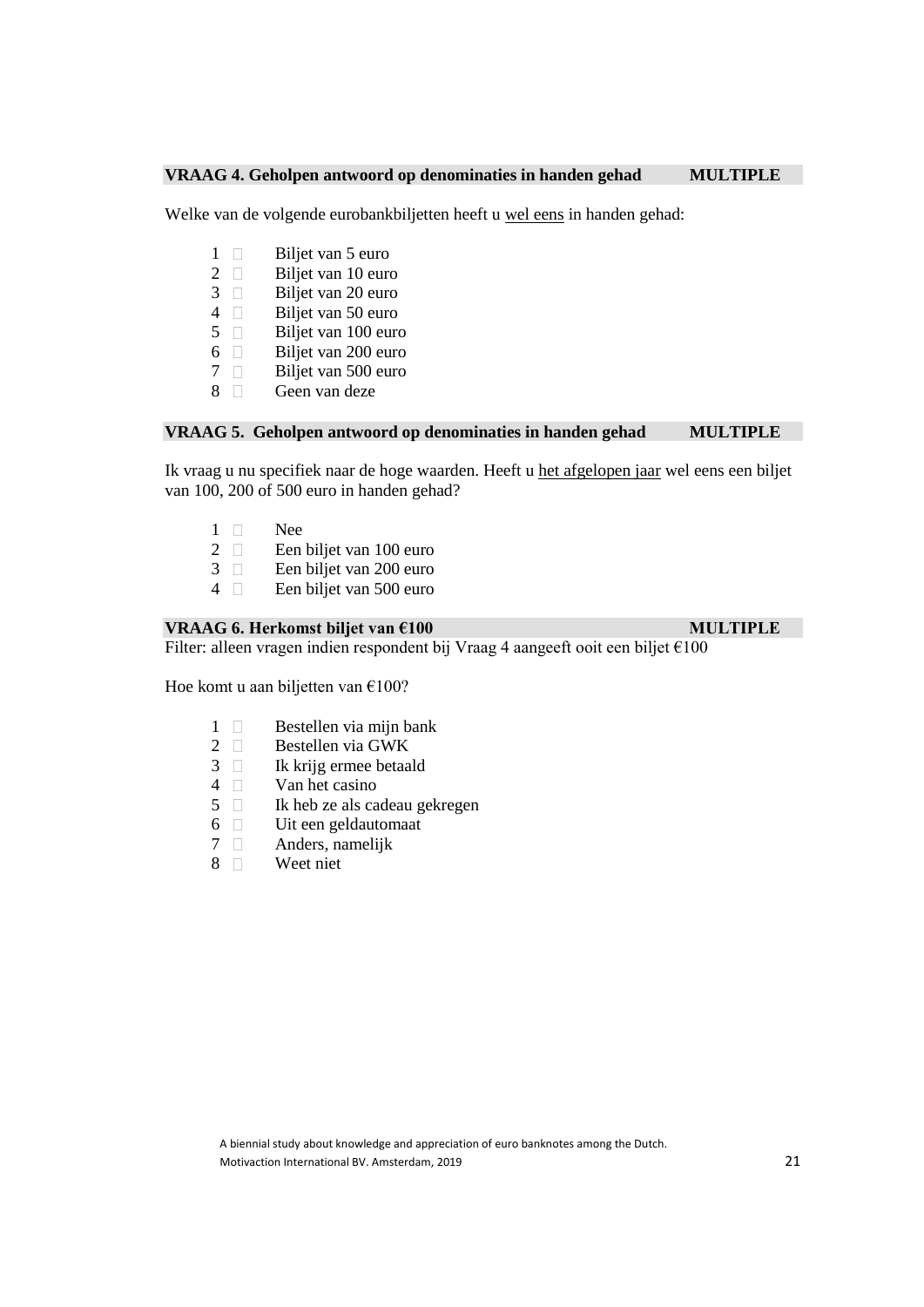**VRAAG 4. Geholpen antwoord op denominaties in handen gehad MULTIPLE**

Welke van de volgende eurobankbiljetten heeft u wel eens in handen gehad:

1 □ Biljet van 5 euro
2 □ Biljet van 10 euro
3 □ Biljet van 20 euro
4 □ Biljet van 50 euro
5 □ Biljet van 100 euro
6 □ Biljet van 200 euro
7 □ Biljet van 500 euro
8 □ Geen van deze

**VRAAG 5. Geholpen antwoord op denominaties in handen gehad MULTIPLE**

Ik vraag u nu specifiek naar de hoge waarden. Heeft u het afgelopen jaar wel eens een biljet van 100, 200 of 500 euro in handen gehad?

1 □ Nee
2 □ Een biljet van 100 euro
3 □ Een biljet van 200 euro
4 □ Een biljet van 500 euro

**VRAAG 6. Herkomst biljet van €100 MULTIPLE**

Filter: alleen vragen indien respondent bij Vraag 4 aangeeft ooit een biljet €100

Hoe komt u aan biljetten van €100?

1 □ Bestellen via mijn bank
2 □ Bestellen via GWK
3 □ Ik krijg ermee betaald
4 □ Van het casino
5 □ Ik heb ze als cadeau gekregen
6 □ Uit een geldautomaat
7 □ Anders, namelijk
8 □ Weet niet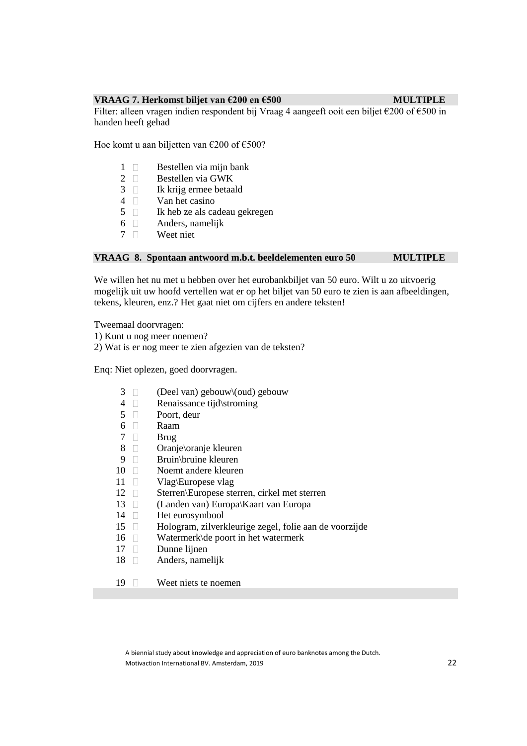**VRAAG 7. Herkomst biljet van €200 en €500** **MULTIPLE**

Filter: alleen vragen indien respondent bij Vraag 4 aangeeft ooit een biljet €200 of €500 in handen heeft gehad

Hoe komt u aan biljetten van €200 of €500?

1 ☐ Bestellen via mijn bank
2 ☐ Bestellen via GWK
3 ☐ Ik krijg ermee betaald
4 ☐ Van het casino
5 ☐ Ik heb ze als cadeau gekregen
6 ☐ Anders, namelijk
7 ☐ Weet niet

**VRAAG 8. Spontaan antwoord m.b.t. beeldelementen euro 50** **MULTIPLE**

We willen het nu met u hebben over het eurobankbiljet van 50 euro. Wilt u zo uitvoerig mogelijk uit uw hoofd vertellen wat er op het biljet van 50 euro te zien is aan afbeeldingen, tekens, kleuren, enz.? Het gaat niet om cijfers en andere teksten!

Tweemaal doorvragen:
1) Kunt u nog meer noemen?
2) Wat is er nog meer te zien afgezien van de teksten?

Enq: Niet oplezen, goed doorvragen.

3 ☐ (Deel van) gebouw\(oud) gebouw
4 ☐ Renaissance tijd\stroming
5 ☐ Poort, deur
6 ☐ Raam
7 ☐ Brug
8 ☐ Oranje\oranje kleuren
9 ☐ Bruin\bruine kleuren
10 ☐ Noemt andere kleuren
11 ☐ Vlag\Europese vlag
12 ☐ Sterren\Europese sterren, cirkel met sterren
13 ☐ (Landen van) Europa\Kaart van Europa
14 ☐ Het eurosymbool
15 ☐ Hologram, zilverkleurige zegel, folie aan de voorzijde
16 ☐ Watermerk\de poort in het watermerk
17 ☐ Dunne lijnen
18 ☐ Anders, namelijk

19 ☐ Weet niets te noemen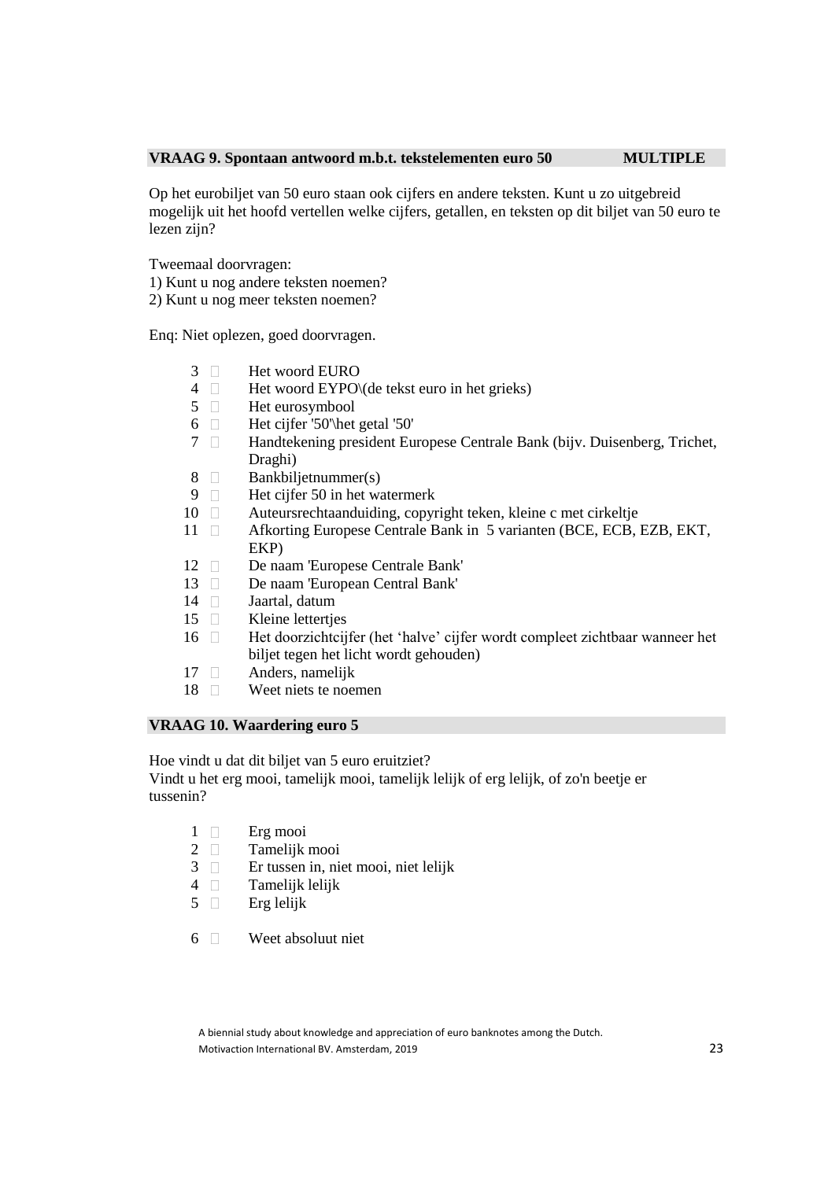**VRAAG 9. Spontaan antwoord m.b.t. tekstelementen euro 50 MULTIPLE**

Op het eurobiljet van 50 euro staan ook cijfers en andere teksten. Kunt u zo uitgebreid mogelijk uit het hoofd vertellen welke cijfers, getallen, en teksten op dit biljet van 50 euro te lezen zijn?

Tweemaal doorvragen:
1) Kunt u nog andere teksten noemen?
2) Kunt u nog meer teksten noemen?

Enq: Niet oplezen, goed doorvragen.

- 3 Het woord EURO
- 4 Het woord EYPO\(de tekst euro in het grieks)
- 5 Het eurosymbool
- 6 Het cijfer '50'\het getal '50'
- 7 Handtekening president Europese Centrale Bank (bijv. Duisenberg, Trichet, Draghi)
- 8 Bankbiljetnummer(s)
- 9 Het cijfer 50 in het watermerk
- 10 Auteursrechtaanduiding, copyright teken, kleine c met cirkeltje
- 11 Afkorting Europese Centrale Bank in 5 varianten (BCE, ECB, EZB, EKT, EKP)
- 12 De naam 'Europese Centrale Bank'
- 13 De naam 'European Central Bank'
- 14 Jaartal, datum
- 15 Kleine lettertjes
- 16 Het doorzichtcijfer (het ‘halve’ cijfer wordt compleet zichtbaar wanneer het biljet tegen het licht wordt gehouden)
- 17 Anders, namelijk
- 18 Weet niets te noemen

**VRAAG 10. Waardering euro 5**

Hoe vindt u dat dit biljet van 5 euro eruitziet?
Vindt u het erg mooi, tamelijk mooi, tamelijk lelijk of erg lelijk, of zo'n beetje er tussenin?

- 1 Erg mooi
- 2 Tamelijk mooi
- 3 Er tussen in, niet mooi, niet lelijk
- 4 Tamelijk lelijk
- 5 Erg lelijk

- 6 Weet absoluut niet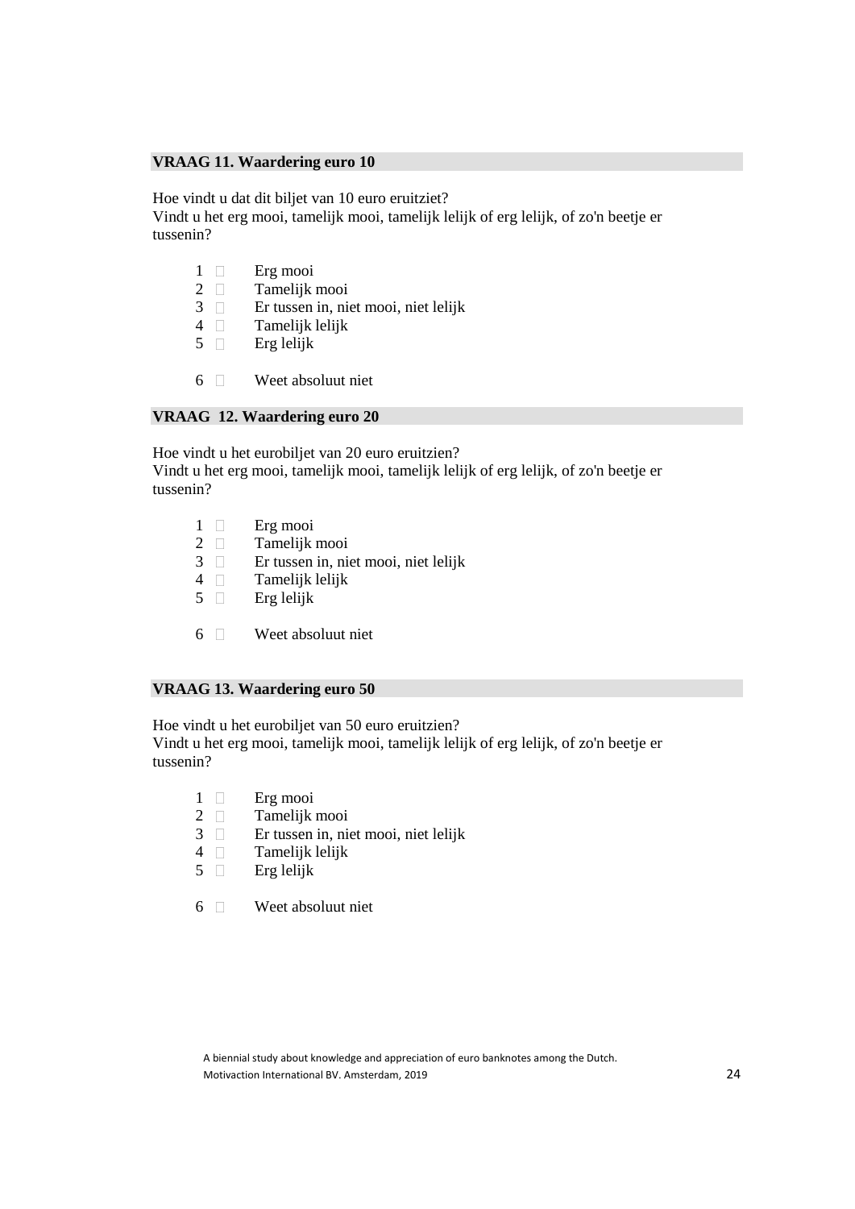### VRAAG 11. Waardering euro 10

Hoe vindt u dat dit biljet van 10 euro eruitziet?
Vindt u het erg mooi, tamelijk mooi, tamelijk lelijk of erg lelijk, of zo'n beetje er tussenin?

1 ☐ Erg mooi
2 ☐ Tamelijk mooi
3 ☐ Er tussen in, niet mooi, niet lelijk
4 ☐ Tamelijk lelijk
5 ☐ Erg lelijk

6 ☐ Weet absoluut niet

### VRAAG 12. Waardering euro 20

Hoe vindt u het eurobiljet van 20 euro eruitzien?
Vindt u het erg mooi, tamelijk mooi, tamelijk lelijk of erg lelijk, of zo'n beetje er tussenin?

1 ☐ Erg mooi
2 ☐ Tamelijk mooi
3 ☐ Er tussen in, niet mooi, niet lelijk
4 ☐ Tamelijk lelijk
5 ☐ Erg lelijk

6 ☐ Weet absoluut niet

### VRAAG 13. Waardering euro 50

Hoe vindt u het eurobiljet van 50 euro eruitzien?
Vindt u het erg mooi, tamelijk mooi, tamelijk lelijk of erg lelijk, of zo'n beetje er tussenin?

1 ☐ Erg mooi
2 ☐ Tamelijk mooi
3 ☐ Er tussen in, niet mooi, niet lelijk
4 ☐ Tamelijk lelijk
5 ☐ Erg lelijk

6 ☐ Weet absoluut niet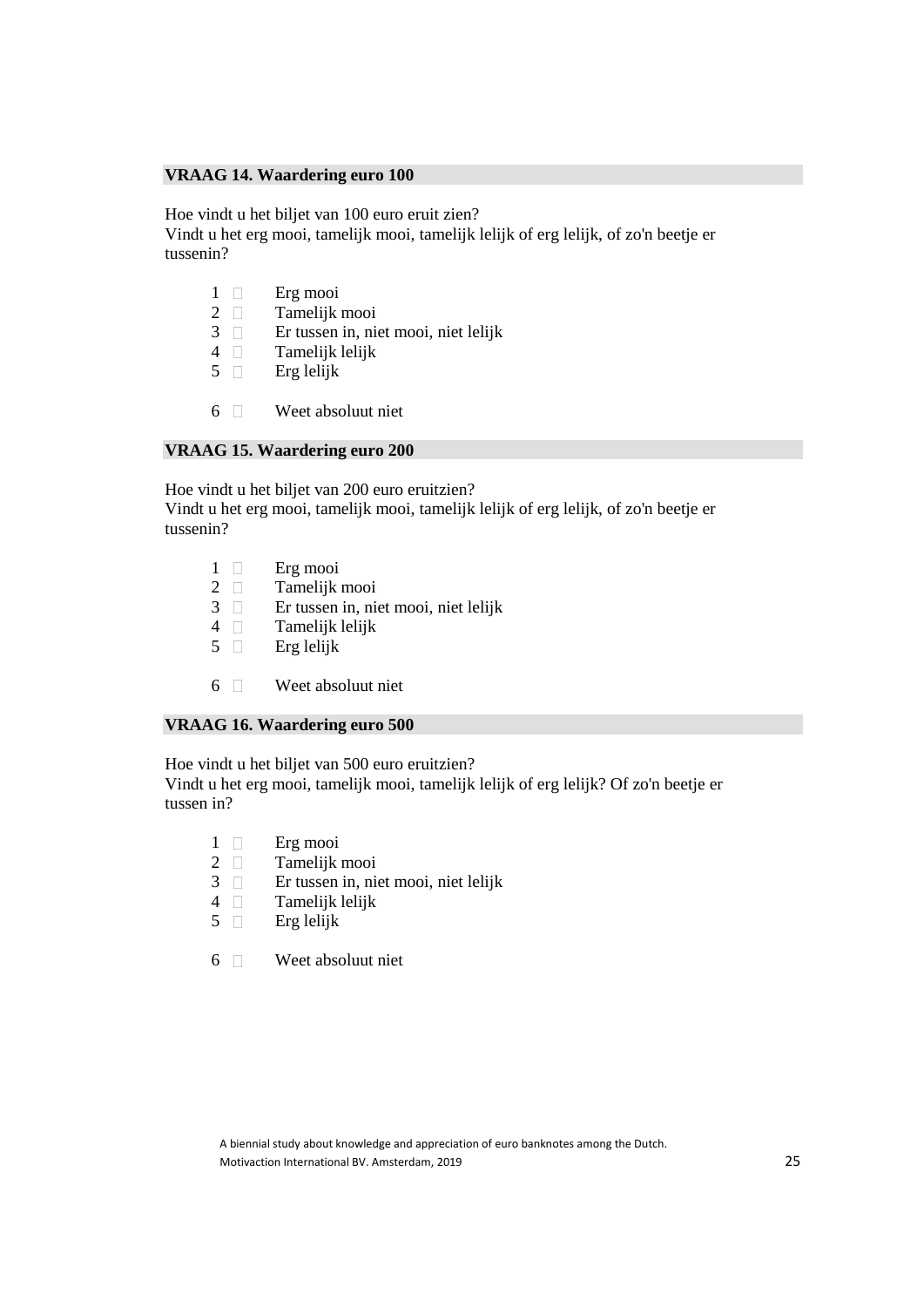### VRAAG 14. Waardering euro 100

Hoe vindt u het biljet van 100 euro eruit zien?
Vindt u het erg mooi, tamelijk mooi, tamelijk lelijk of erg lelijk, of zo'n beetje er tussenin?

1 ☐ Erg mooi
2 ☐ Tamelijk mooi
3 ☐ Er tussen in, niet mooi, niet lelijk
4 ☐ Tamelijk lelijk
5 ☐ Erg lelijk

6 ☐ Weet absoluut niet

### VRAAG 15. Waardering euro 200

Hoe vindt u het biljet van 200 euro eruitzien?
Vindt u het erg mooi, tamelijk mooi, tamelijk lelijk of erg lelijk, of zo'n beetje er tussenin?

1 ☐ Erg mooi
2 ☐ Tamelijk mooi
3 ☐ Er tussen in, niet mooi, niet lelijk
4 ☐ Tamelijk lelijk
5 ☐ Erg lelijk

6 ☐ Weet absoluut niet

### VRAAG 16. Waardering euro 500

Hoe vindt u het biljet van 500 euro eruitzien?
Vindt u het erg mooi, tamelijk mooi, tamelijk lelijk of erg lelijk? Of zo'n beetje er tussen in?

1 ☐ Erg mooi
2 ☐ Tamelijk mooi
3 ☐ Er tussen in, niet mooi, niet lelijk
4 ☐ Tamelijk lelijk
5 ☐ Erg lelijk

6 ☐ Weet absoluut niet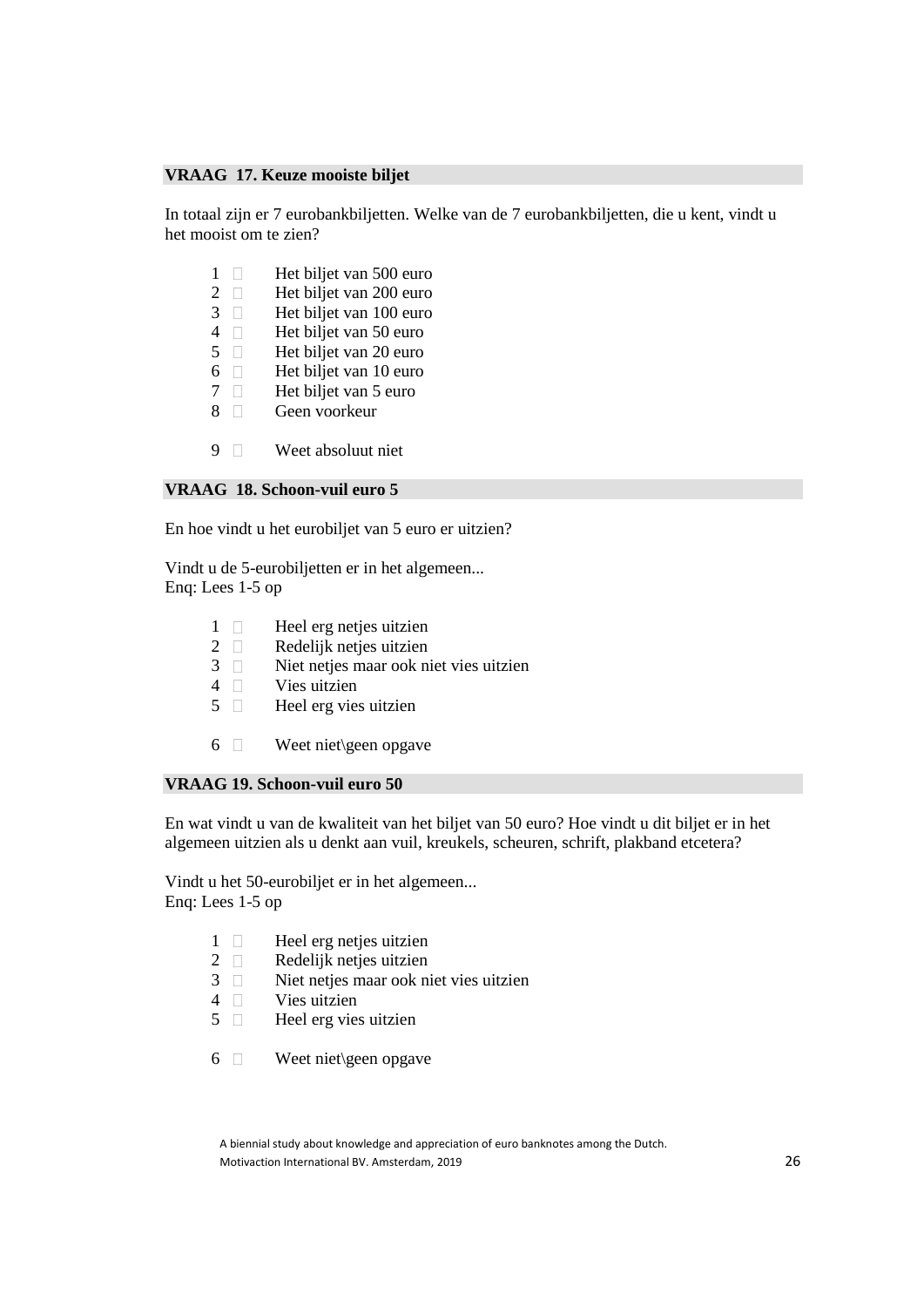**VRAAG 17. Keuze mooiste biljet**

In totaal zijn er 7 eurobankbiljetten. Welke van de 7 eurobankbiljetten, die u kent, vindt u het mooist om te zien?

1 □ Het biljet van 500 euro
2 □ Het biljet van 200 euro
3 □ Het biljet van 100 euro
4 □ Het biljet van 50 euro
5 □ Het biljet van 20 euro
6 □ Het biljet van 10 euro
7 □ Het biljet van 5 euro
8 □ Geen voorkeur

9 □ Weet absoluut niet

**VRAAG 18. Schoon-vuil euro 5**

En hoe vindt u het eurobiljet van 5 euro er uitzien?

Vindt u de 5-eurobiljetten er in het algemeen...
Enq: Lees 1-5 op

1 □ Heel erg netjes uitzien
2 □ Redelijk netjes uitzien
3 □ Niet netjes maar ook niet vies uitzien
4 □ Vies uitzien
5 □ Heel erg vies uitzien

6 □ Weet niet\geen opgave

**VRAAG 19. Schoon-vuil euro 50**

En wat vindt u van de kwaliteit van het biljet van 50 euro? Hoe vindt u dit biljet er in het algemeen uitzien als u denkt aan vuil, kreukels, scheuren, schrift, plakband etcetera?

Vindt u het 50-eurobiljet er in het algemeen...
Enq: Lees 1-5 op

1 □ Heel erg netjes uitzien
2 □ Redelijk netjes uitzien
3 □ Niet netjes maar ook niet vies uitzien
4 □ Vies uitzien
5 □ Heel erg vies uitzien

6 □ Weet niet\geen opgave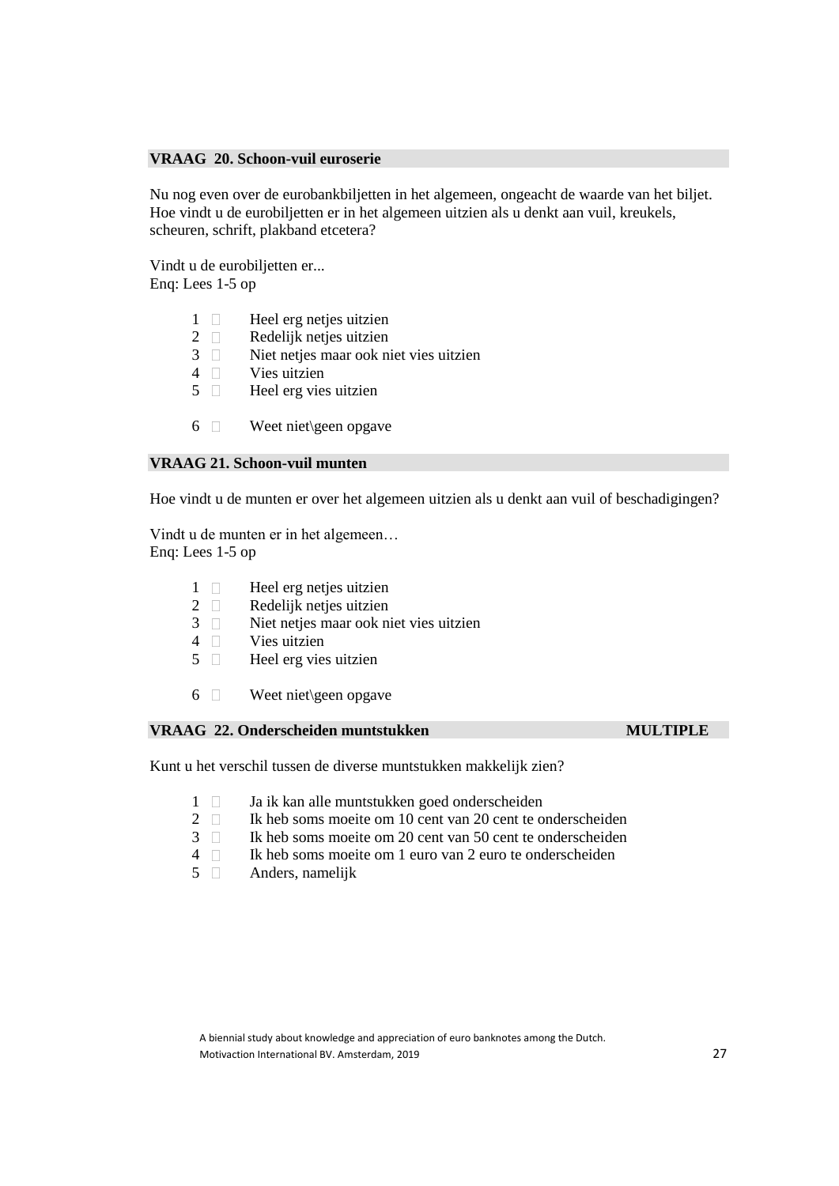**VRAAG 20. Schoon-vuil euroserie**

Nu nog even over de eurobankbiljetten in het algemeen, ongeacht de waarde van het biljet. Hoe vindt u de eurobiljetten er in het algemeen uitzien als u denkt aan vuil, kreukels, scheuren, schrift, plakband etcetera?

Vindt u de eurobiljetten er...
Enq: Lees 1-5 op

1 ☐ Heel erg netjes uitzien
2 ☐ Redelijk netjes uitzien
3 ☐ Niet netjes maar ook niet vies uitzien
4 ☐ Vies uitzien
5 ☐ Heel erg vies uitzien

6 ☐ Weet niet\geen opgave

**VRAAG 21. Schoon-vuil munten**

Hoe vindt u de munten er over het algemeen uitzien als u denkt aan vuil of beschadigingen?

Vindt u de munten er in het algemeen…
Enq: Lees 1-5 op

1 ☐ Heel erg netjes uitzien
2 ☐ Redelijk netjes uitzien
3 ☐ Niet netjes maar ook niet vies uitzien
4 ☐ Vies uitzien
5 ☐ Heel erg vies uitzien

6 ☐ Weet niet\geen opgave

**VRAAG 22. Onderscheiden muntstukken** **MULTIPLE**

Kunt u het verschil tussen de diverse muntstukken makkelijk zien?

1 ☐ Ja ik kan alle muntstukken goed onderscheiden
2 ☐ Ik heb soms moeite om 10 cent van 20 cent te onderscheiden
3 ☐ Ik heb soms moeite om 20 cent van 50 cent te onderscheiden
4 ☐ Ik heb soms moeite om 1 euro van 2 euro te onderscheiden
5 ☐ Anders, namelijk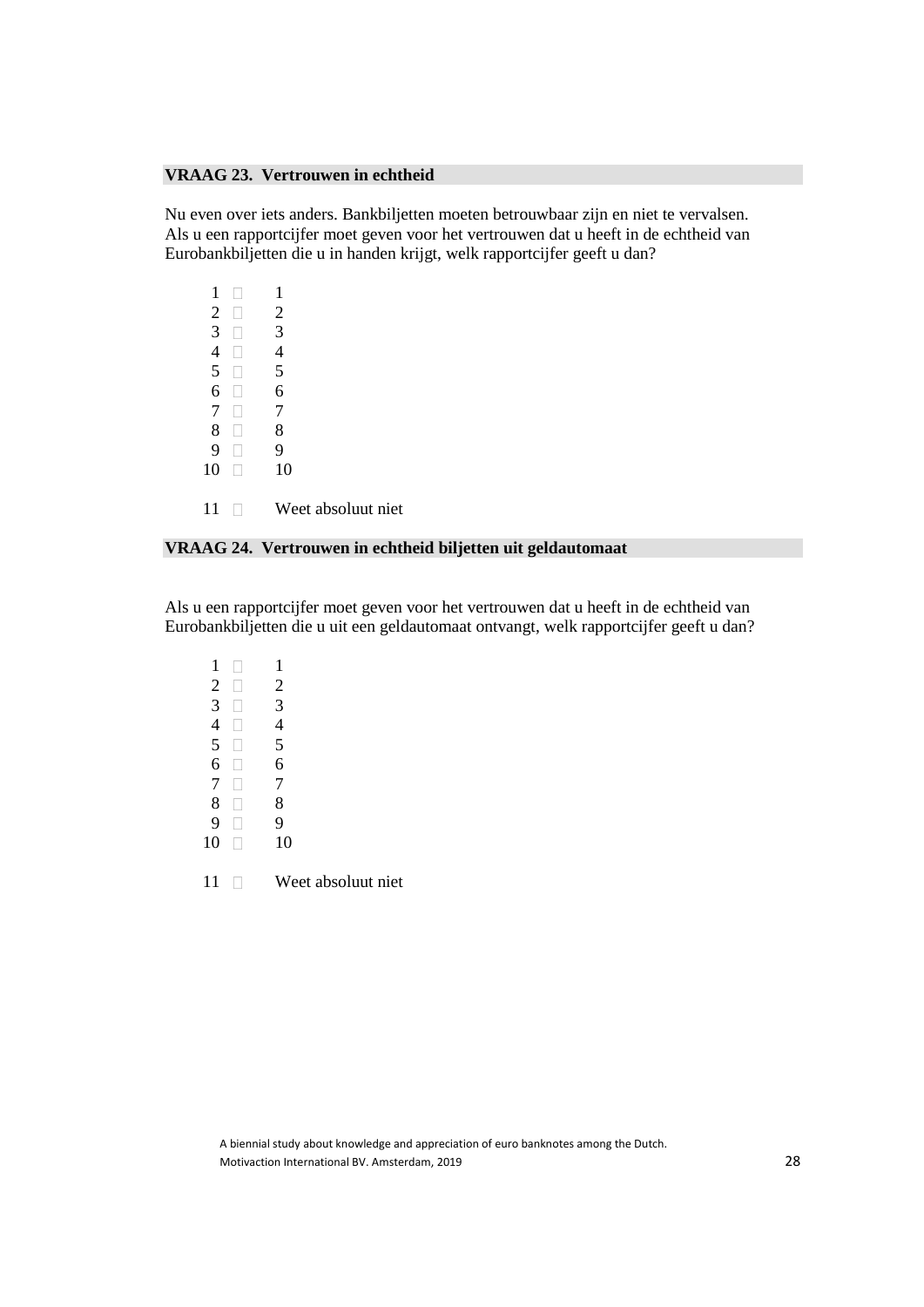**VRAAG 23. Vertrouwen in echtheid**

Nu even over iets anders. Bankbiljetten moeten betrouwbaar zijn en niet te vervalsen. Als u een rapportcijfer moet geven voor het vertrouwen dat u heeft in de echtheid van Eurobankbiljetten die u in handen krijgt, welk rapportcijfer geeft u dan?

1 ☐ 1
2 ☐ 2
3 ☐ 3
4 ☐ 4
5 ☐ 5
6 ☐ 6
7 ☐ 7
8 ☐ 8
9 ☐ 9
10 ☐ 10

11 ☐ Weet absoluut niet

**VRAAG 24. Vertrouwen in echtheid biljetten uit geldautomaat**

Als u een rapportcijfer moet geven voor het vertrouwen dat u heeft in de echtheid van Eurobankbiljetten die u uit een geldautomaat ontvangt, welk rapportcijfer geeft u dan?

1 ☐ 1
2 ☐ 2
3 ☐ 3
4 ☐ 4
5 ☐ 5
6 ☐ 6
7 ☐ 7
8 ☐ 8
9 ☐ 9
10 ☐ 10

11 ☐ Weet absoluut niet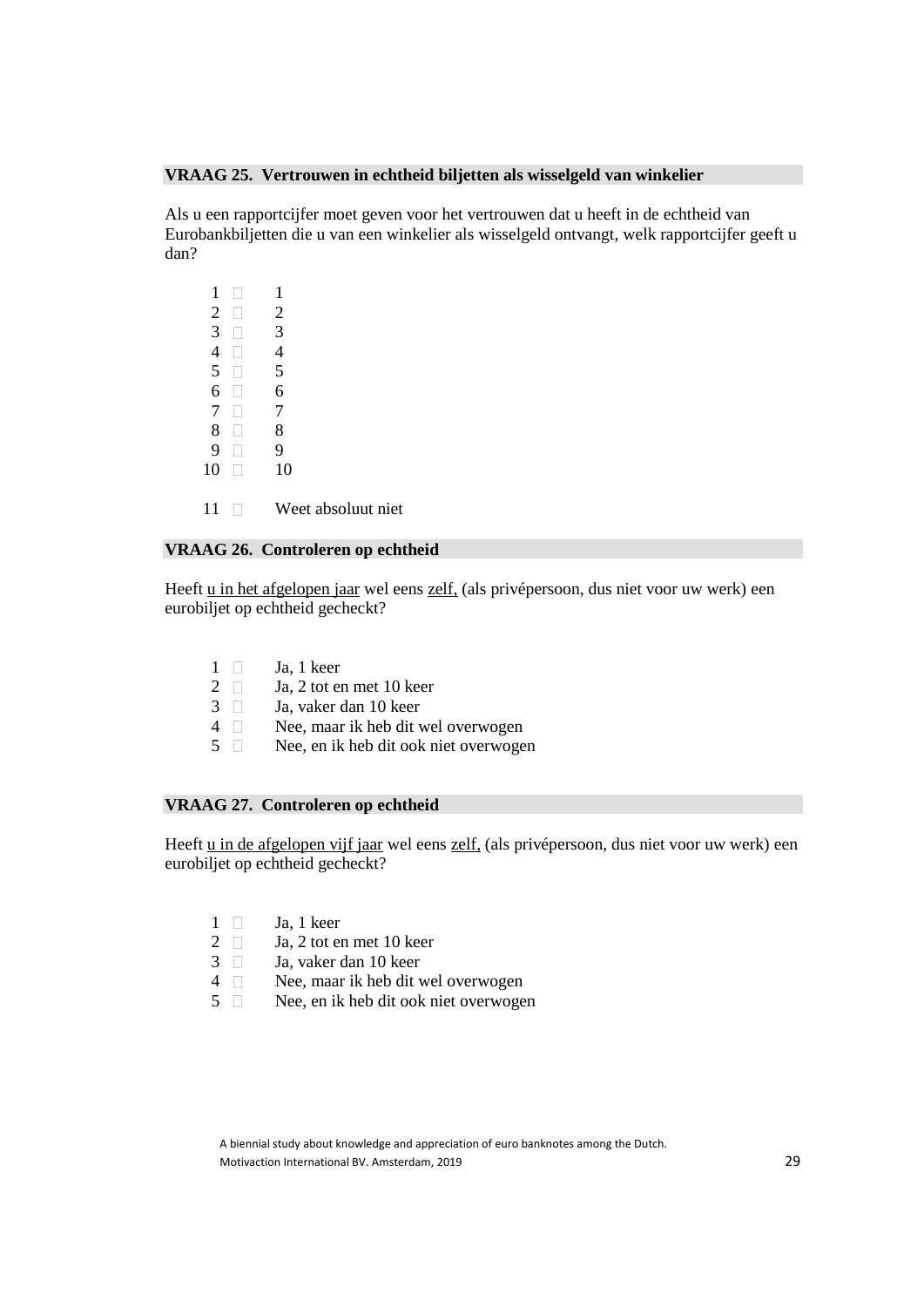**VRAAG 25. Vertrouwen in echtheid biljetten als wisselgeld van winkelier**

Als u een rapportcijfer moet geven voor het vertrouwen dat u heeft in de echtheid van Eurobankbiljetten die u van een winkelier als wisselgeld ontvangt, welk rapportcijfer geeft u dan?

1 ☐ 1
2 ☐ 2
3 ☐ 3
4 ☐ 4
5 ☐ 5
6 ☐ 6
7 ☐ 7
8 ☐ 8
9 ☐ 9
10 ☐ 10

11 ☐ Weet absoluut niet

**VRAAG 26. Controleren op echtheid**

Heeft <u>u in het afgelopen jaar</u> wel eens <u>zelf,</u> (als privépersoon, dus niet voor uw werk) een eurobiljet op echtheid gecheckt?

1 ☐ Ja, 1 keer
2 ☐ Ja, 2 tot en met 10 keer
3 ☐ Ja, vaker dan 10 keer
4 ☐ Nee, maar ik heb dit wel overwogen
5 ☐ Nee, en ik heb dit ook niet overwogen

**VRAAG 27. Controleren op echtheid**

Heeft <u>u in de afgelopen vijf jaar</u> wel eens <u>zelf,</u> (als privépersoon, dus niet voor uw werk) een eurobiljet op echtheid gecheckt?

1 ☐ Ja, 1 keer
2 ☐ Ja, 2 tot en met 10 keer
3 ☐ Ja, vaker dan 10 keer
4 ☐ Nee, maar ik heb dit wel overwogen
5 ☐ Nee, en ik heb dit ook niet overwogen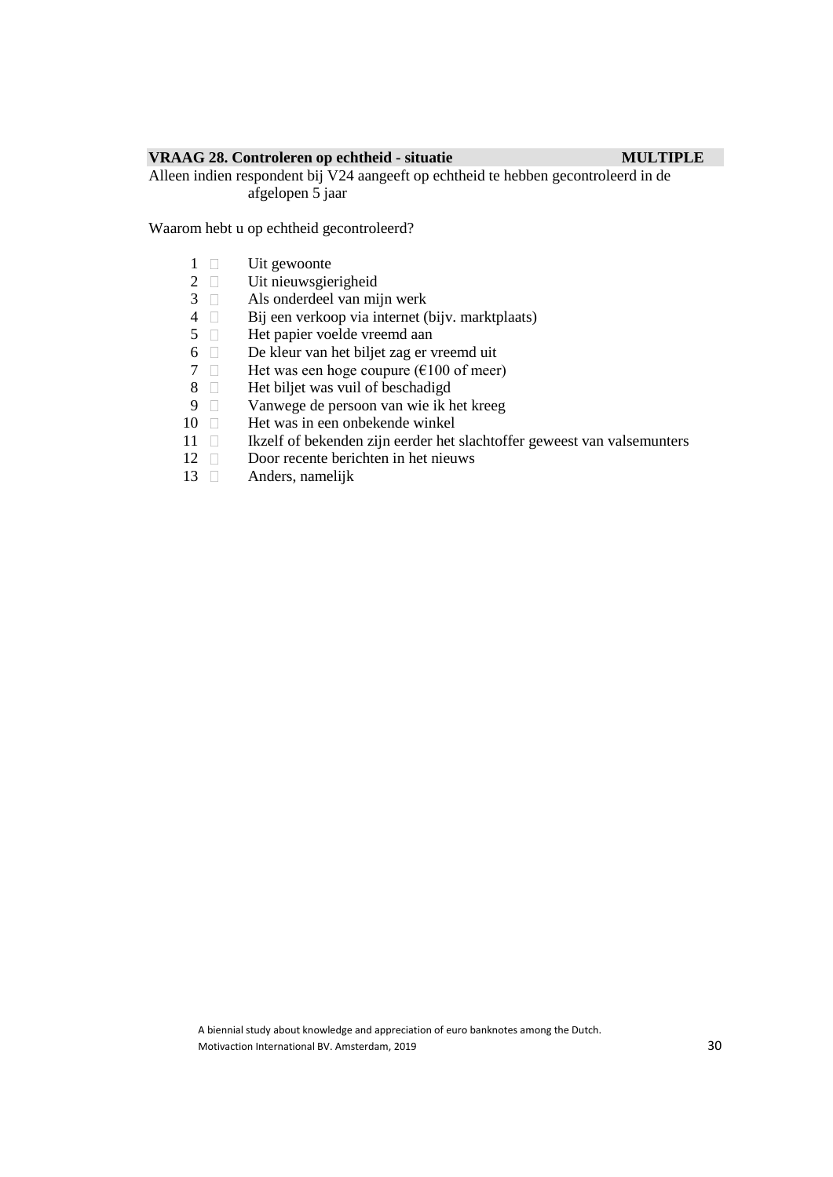**VRAAG 28. Controleren op echtheid - situatie** **MULTIPLE**

Alleen indien respondent bij V24 aangeeft op echtheid te hebben gecontroleerd in de afgelopen 5 jaar

Waarom hebt u op echtheid gecontroleerd?

1 ☐ Uit gewoonte
2 ☐ Uit nieuwsgierigheid
3 ☐ Als onderdeel van mijn werk
4 ☐ Bij een verkoop via internet (bijv. marktplaats)
5 ☐ Het papier voelde vreemd aan
6 ☐ De kleur van het biljet zag er vreemd uit
7 ☐ Het was een hoge coupure (€100 of meer)
8 ☐ Het biljet was vuil of beschadigd
9 ☐ Vanwege de persoon van wie ik het kreeg
10 ☐ Het was in een onbekende winkel
11 ☐ Ikzelf of bekenden zijn eerder het slachtoffer geweest van valsemunters
12 ☐ Door recente berichten in het nieuws
13 ☐ Anders, namelijk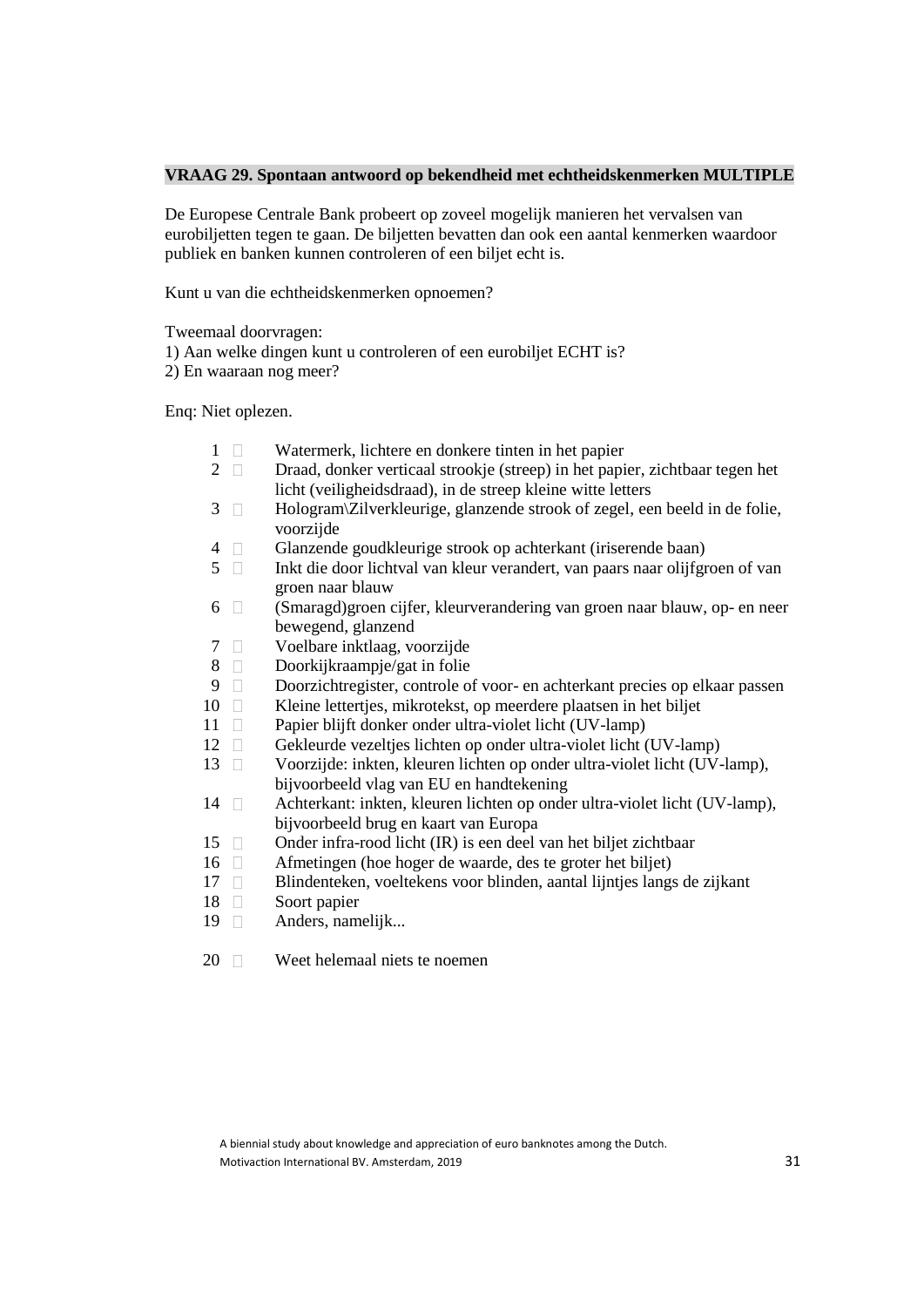**VRAAG 29. Spontaan antwoord op bekendheid met echtheidskenmerken MULTIPLE**

De Europese Centrale Bank probeert op zoveel mogelijk manieren het vervalsen van eurobiljetten tegen te gaan. De biljetten bevatten dan ook een aantal kenmerken waardoor publiek en banken kunnen controleren of een biljet echt is.

Kunt u van die echtheidskenmerken opnoemen?

Tweemaal doorvragen:
1) Aan welke dingen kunt u controleren of een eurobiljet ECHT is?
2) En waaraan nog meer?

Enq: Niet oplezen.

1 ☐ Watermerk, lichtere en donkere tinten in het papier
2 ☐ Draad, donker verticaal strookje (streep) in het papier, zichtbaar tegen het licht (veiligheidsdraad), in de streep kleine witte letters
3 ☐ Hologram\Zilverkleurige, glanzende strook of zegel, een beeld in de folie, voorzijde
4 ☐ Glanzende goudkleurige strook op achterkant (iriserende baan)
5 ☐ Inkt die door lichtval van kleur verandert, van paars naar olijfgroen of van groen naar blauw
6 ☐ (Smaragd)groen cijfer, kleurverandering van groen naar blauw, op- en neer bewegend, glanzend
7 ☐ Voelbare inktlaag, voorzijde
8 ☐ Doorkijkraampje/gat in folie
9 ☐ Doorzichtregister, controle of voor- en achterkant precies op elkaar passen
10 ☐ Kleine lettertjes, mikrotekst, op meerdere plaatsen in het biljet
11 ☐ Papier blijft donker onder ultra-violet licht (UV-lamp)
12 ☐ Gekleurde vezeltjes lichten op onder ultra-violet licht (UV-lamp)
13 ☐ Voorzijde: inkten, kleuren lichten op onder ultra-violet licht (UV-lamp), bijvoorbeeld vlag van EU en handtekening
14 ☐ Achterkant: inkten, kleuren lichten op onder ultra-violet licht (UV-lamp), bijvoorbeeld brug en kaart van Europa
15 ☐ Onder infra-rood licht (IR) is een deel van het biljet zichtbaar
16 ☐ Afmetingen (hoe hoger de waarde, des te groter het biljet)
17 ☐ Blindenteken, voeltekens voor blinden, aantal lijntjes langs de zijkant
18 ☐ Soort papier
19 ☐ Anders, namelijk...

20 ☐ Weet helemaal niets te noemen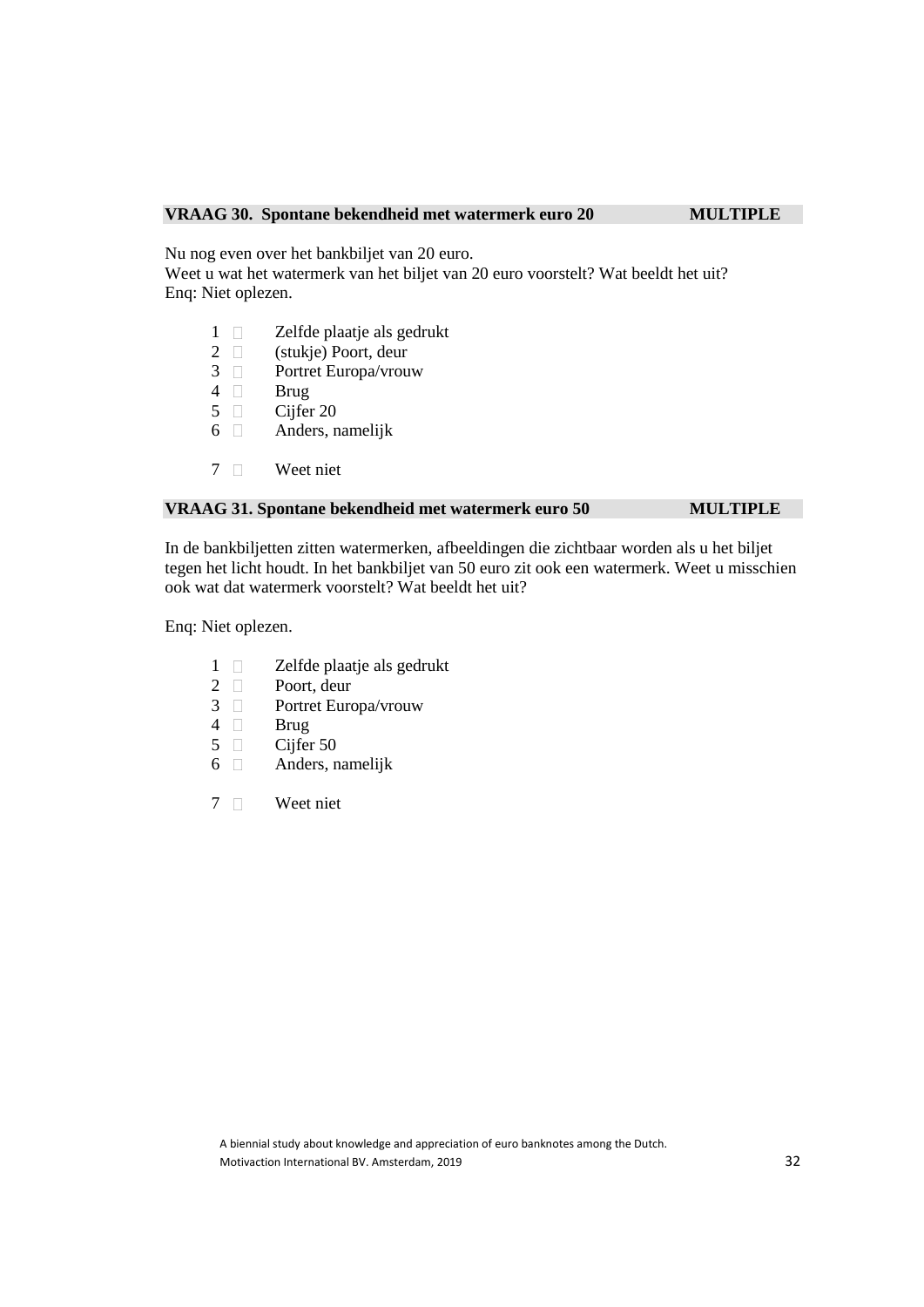**VRAAG 30. Spontane bekendheid met watermerk euro 20 MULTIPLE**

Nu nog even over het bankbiljet van 20 euro.
Weet u wat het watermerk van het biljet van 20 euro voorstelt? Wat beeldt het uit?
Enq: Niet oplezen.

1 □ Zelfde plaatje als gedrukt
2 □ (stukje) Poort, deur
3 □ Portret Europa/vrouw
4 □ Brug
5 □ Cijfer 20
6 □ Anders, namelijk

7 □ Weet niet

**VRAAG 31. Spontane bekendheid met watermerk euro 50 MULTIPLE**

In de bankbiljetten zitten watermerken, afbeeldingen die zichtbaar worden als u het biljet tegen het licht houdt. In het bankbiljet van 50 euro zit ook een watermerk. Weet u misschien ook wat dat watermerk voorstelt? Wat beeldt het uit?

Enq: Niet oplezen.

1 □ Zelfde plaatje als gedrukt
2 □ Poort, deur
3 □ Portret Europa/vrouw
4 □ Brug
5 □ Cijfer 50
6 □ Anders, namelijk

7 □ Weet niet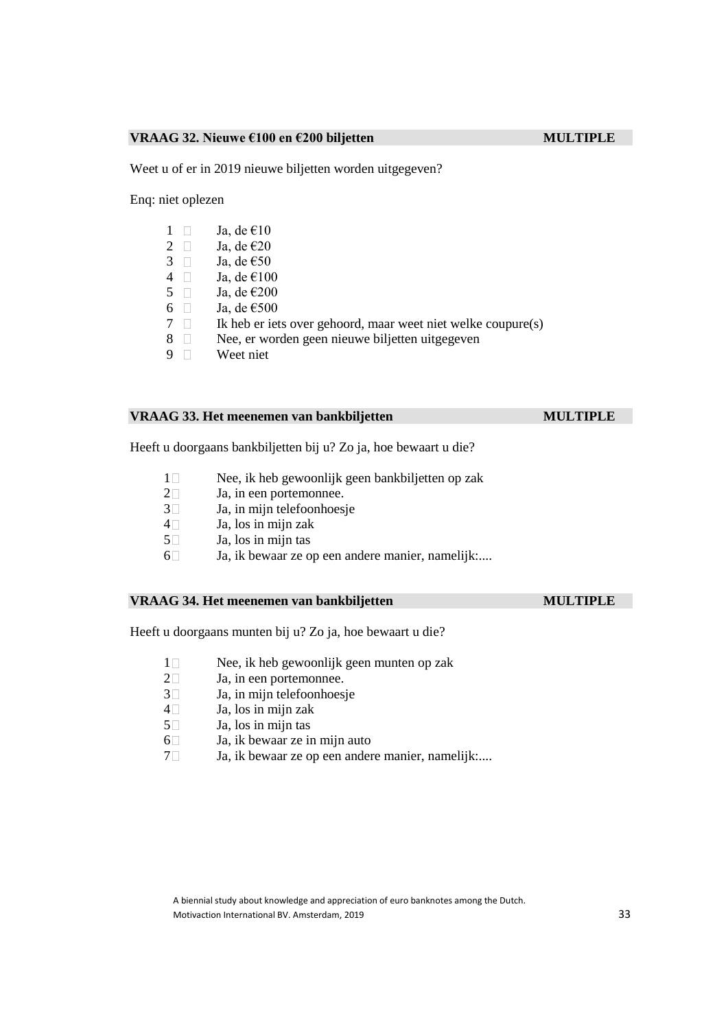**VRAAG 32. Nieuwe €100 en €200 biljetten MULTIPLE**

Weet u of er in 2019 nieuwe biljetten worden uitgegeven?

Enq: niet oplezen

1 ☐ Ja, de €10
2 ☐ Ja, de €20
3 ☐ Ja, de €50
4 ☐ Ja, de €100
5 ☐ Ja, de €200
6 ☐ Ja, de €500
7 ☐ Ik heb er iets over gehoord, maar weet niet welke coupure(s)
8 ☐ Nee, er worden geen nieuwe biljetten uitgegeven
9 ☐ Weet niet

**VRAAG 33. Het meenemen van bankbiljetten MULTIPLE**

Heeft u doorgaans bankbiljetten bij u? Zo ja, hoe bewaart u die?

1☐ Nee, ik heb gewoonlijk geen bankbiljetten op zak
2☐ Ja, in een portemonnee.
3☐ Ja, in mijn telefoonhoesje
4☐ Ja, los in mijn zak
5☐ Ja, los in mijn tas
6☐ Ja, ik bewaar ze op een andere manier, namelijk:....

**VRAAG 34. Het meenemen van bankbiljetten MULTIPLE**

Heeft u doorgaans munten bij u? Zo ja, hoe bewaart u die?

1☐ Nee, ik heb gewoonlijk geen munten op zak
2☐ Ja, in een portemonnee.
3☐ Ja, in mijn telefoonhoesje
4☐ Ja, los in mijn zak
5☐ Ja, los in mijn tas
6☐ Ja, ik bewaar ze in mijn auto
7☐ Ja, ik bewaar ze op een andere manier, namelijk:....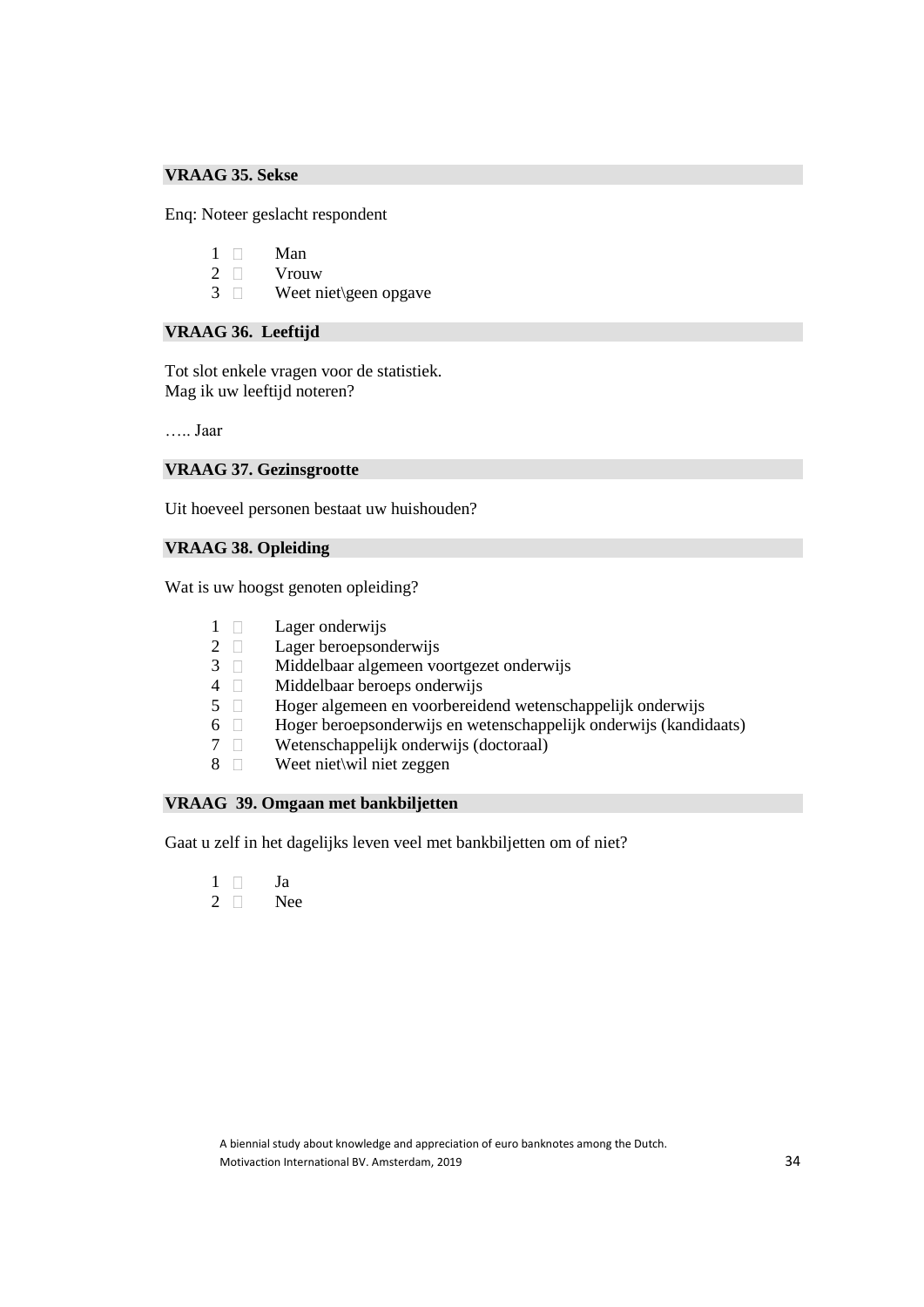### VRAAG 35. Sekse

Enq: Noteer geslacht respondent

1 ☐ Man
2 ☐ Vrouw
3 ☐ Weet niet\geen opgave

### VRAAG 36. Leeftijd

Tot slot enkele vragen voor de statistiek.
Mag ik uw leeftijd noteren?

….. Jaar

### VRAAG 37. Gezinsgrootte

Uit hoeveel personen bestaat uw huishouden?

### VRAAG 38. Opleiding

Wat is uw hoogst genoten opleiding?

1 ☐ Lager onderwijs
2 ☐ Lager beroepsonderwijs
3 ☐ Middelbaar algemeen voortgezet onderwijs
4 ☐ Middelbaar beroeps onderwijs
5 ☐ Hoger algemeen en voorbereidend wetenschappelijk onderwijs
6 ☐ Hoger beroepsonderwijs en wetenschappelijk onderwijs (kandidaats)
7 ☐ Wetenschappelijk onderwijs (doctoraal)
8 ☐ Weet niet\wil niet zeggen

### VRAAG 39. Omgaan met bankbiljetten

Gaat u zelf in het dagelijks leven veel met bankbiljetten om of niet?

1 ☐ Ja
2 ☐ Nee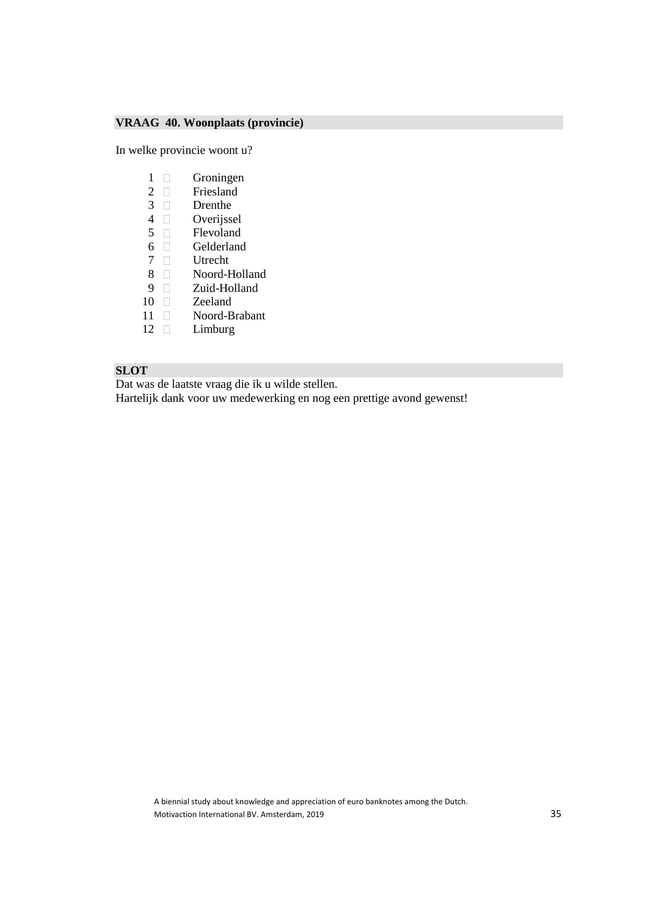**VRAAG 40. Woonplaats (provincie)**

In welke provincie woont u?

1 □ Groningen
2 □ Friesland
3 □ Drenthe
4 □ Overijssel
5 □ Flevoland
6 □ Gelderland
7 □ Utrecht
8 □ Noord-Holland
9 □ Zuid-Holland
10 □ Zeeland
11 □ Noord-Brabant
12 □ Limburg

**SLOT**

Dat was de laatste vraag die ik u wilde stellen.
Hartelijk dank voor uw medewerking en nog een prettige avond gewenst!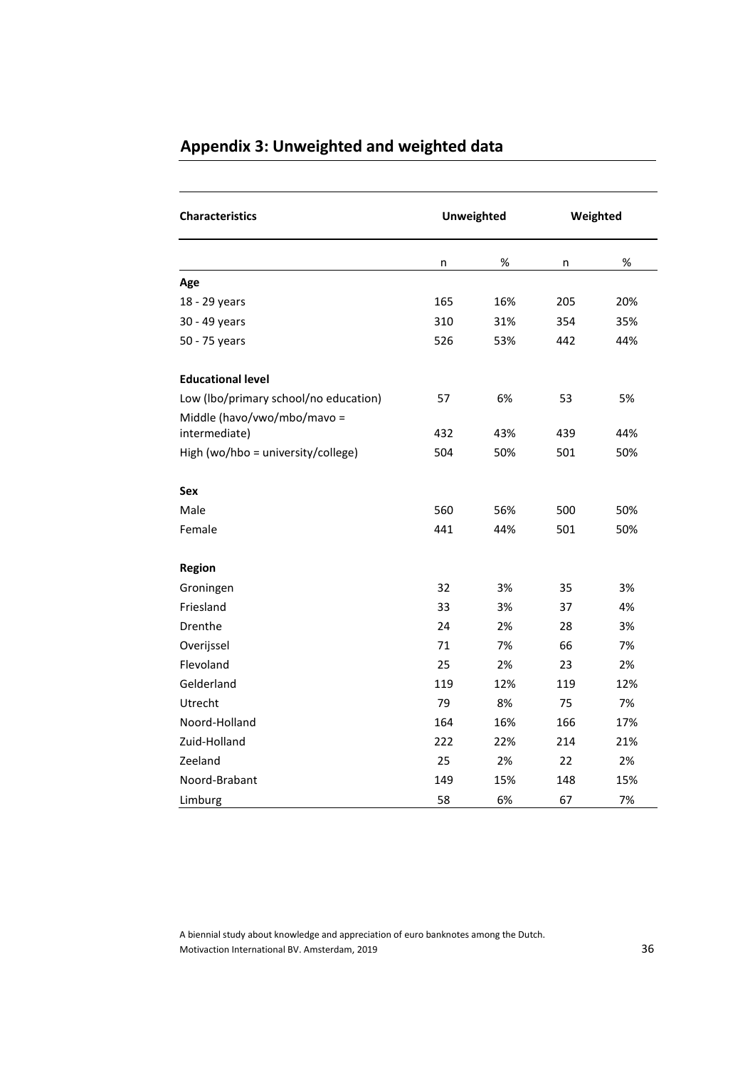## Appendix 3: Unweighted and weighted data

| Characteristics | Unweighted | | Weighted | |
|---|---|---|---|---|
| | n | % | n | % |
| **Age** | | | | |
| 18 - 29 years | 165 | 16% | 205 | 20% |
| 30 - 49 years | 310 | 31% | 354 | 35% |
| 50 - 75 years | 526 | 53% | 442 | 44% |
| **Educational level** | | | | |
| Low (lbo/primary school/no education) | 57 | 6% | 53 | 5% |
| Middle (havo/vwo/mbo/mavo = intermediate) | 432 | 43% | 439 | 44% |
| High (wo/hbo = university/college) | 504 | 50% | 501 | 50% |
| **Sex** | | | | |
| Male | 560 | 56% | 500 | 50% |
| Female | 441 | 44% | 501 | 50% |
| **Region** | | | | |
| Groningen | 32 | 3% | 35 | 3% |
| Friesland | 33 | 3% | 37 | 4% |
| Drenthe | 24 | 2% | 28 | 3% |
| Overijssel | 71 | 7% | 66 | 7% |
| Flevoland | 25 | 2% | 23 | 2% |
| Gelderland | 119 | 12% | 119 | 12% |
| Utrecht | 79 | 8% | 75 | 7% |
| Noord-Holland | 164 | 16% | 166 | 17% |
| Zuid-Holland | 222 | 22% | 214 | 21% |
| Zeeland | 25 | 2% | 22 | 2% |
| Noord-Brabant | 149 | 15% | 148 | 15% |
| Limburg | 58 | 6% | 67 | 7% |